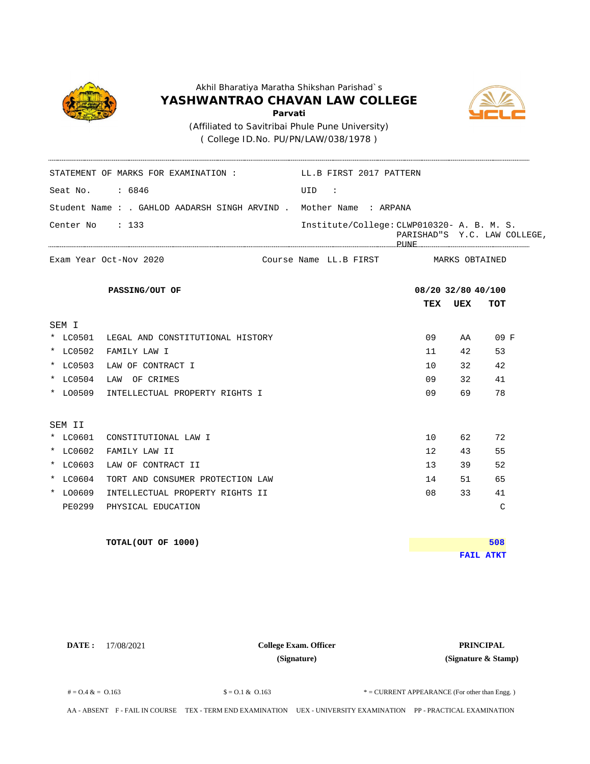Akhil Bharatiya Maratha Shikshan Parishad`s

# YASHWANTRAO CHAVAN LAW COLLEGE

**Parvati**

(Affiliated to Savitribai Phule Pune University)

( College ID.No. PU/PN/LAW/038/1978 )

STATEMENT OF MARKS FOR EXAMINATION : LL.B FIRST 2017 PATTERN

Seat No. : 6846 UID :

Student Name : . GAHLOD AADARSH SINGH ARVIND . Mother Name : ARPANA

Center No : 133 Institute/College: CLWP010320- A. B. M. S. PARISHAD"S Y.C. LAW COLLEGE, PUNE

Exam Year Oct-Nov 2020 Course Name LL.B FIRST MARKS OBTAINED

| | | **PASSING/OUT OF** | **08/20** | **32/80** | **40/100** |
|---|---|---|---|---|---|
| | | | **TEX** | **UEX** | **TOT** |
| SEM I | | | | | |
| * | LC0501 | LEGAL AND CONSTITUTIONAL HISTORY | 09 | AA | 09 F |
| * | LC0502 | FAMILY LAW I | 11 | 42 | 53 |
| * | LC0503 | LAW OF CONTRACT I | 10 | 32 | 42 |
| * | LC0504 | LAW OF CRIMES | 09 | 32 | 41 |
| * | LO0509 | INTELLECTUAL PROPERTY RIGHTS I | 09 | 69 | 78 |
| SEM II | | | | | |
| * | LC0601 | CONSTITUTIONAL LAW I | 10 | 62 | 72 |
| * | LC0602 | FAMILY LAW II | 12 | 43 | 55 |
| * | LC0603 | LAW OF CONTRACT II | 13 | 39 | 52 |
| * | LC0604 | TORT AND CONSUMER PROTECTION LAW | 14 | 51 | 65 |
| * | LO0609 | INTELLECTUAL PROPERTY RIGHTS II | 08 | 33 | 41 |
| | PE0299 | PHYSICAL EDUCATION | | | C |

**TOTAL(OUT OF 1000)** **508**

**FAIL ATKT**

**DATE :** 17/08/2021

**College Exam. Officer**
**(Signature)**

**PRINCIPAL**
**(Signature & Stamp)**

# = O.4 & = O.163 $ = O.1 & O.163 * = CURRENT APPEARANCE (For other than Engg. )

AA - ABSENT F - FAIL IN COURSE TEX - TERM END EXAMINATION UEX - UNIVERSITY EXAMINATION PP - PRACTICAL EXAMINATION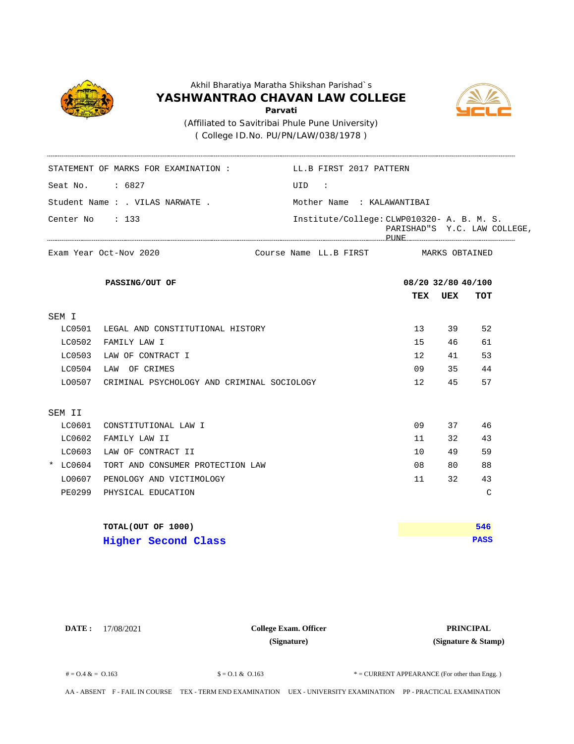Akhil Bharatiya Maratha Shikshan Parishad`s

# YASHWANTRAO CHAVAN LAW COLLEGE

**Parvati**

(Affiliated to Savitribai Phule Pune University)

( College ID.No. PU/PN/LAW/038/1978 )

STATEMENT OF MARKS FOR EXAMINATION : LL.B FIRST 2017 PATTERN

Seat No. : 6827

UID :

Student Name : . VILAS NARWATE .

Mother Name : KALAWANTIBAI

Center No : 133

Institute/College: CLWP010320- A. B. M. S. PARISHAD"S Y.C. LAW COLLEGE, PUNE

Exam Year Oct-Nov 2020 | Course Name LL.B FIRST | MARKS OBTAINED

| | | **PASSING/OUT OF** | **08/20** | **32/80** | **40/100** |
|---|---|---|---|---|---|
| | | | **TEX** | **UEX** | **TOT** |
| SEM I | | | | | |
| | LC0501 | LEGAL AND CONSTITUTIONAL HISTORY | 13 | 39 | 52 |
| | LC0502 | FAMILY LAW I | 15 | 46 | 61 |
| | LC0503 | LAW OF CONTRACT I | 12 | 41 | 53 |
| | LC0504 | LAW OF CRIMES | 09 | 35 | 44 |
| | LO0507 | CRIMINAL PSYCHOLOGY AND CRIMINAL SOCIOLOGY | 12 | 45 | 57 |
| SEM II | | | | | |
| | LC0601 | CONSTITUTIONAL LAW I | 09 | 37 | 46 |
| | LC0602 | FAMILY LAW II | 11 | 32 | 43 |
| | LC0603 | LAW OF CONTRACT II | 10 | 49 | 59 |
| * | LC0604 | TORT AND CONSUMER PROTECTION LAW | 08 | 80 | 88 |
| | LO0607 | PENOLOGY AND VICTIMOLOGY | 11 | 32 | 43 |
| | PE0299 | PHYSICAL EDUCATION | | | C |

**TOTAL(OUT OF 1000)** **546**

**Higher Second Class** **PASS**

**DATE :** 17/08/2021

**College Exam. Officer**
**(Signature)**

**PRINCIPAL**
**(Signature & Stamp)**

# = O.4 & = O.163 $ = O.1 & O.163 * = CURRENT APPEARANCE (For other than Engg. )

AA - ABSENT F - FAIL IN COURSE TEX - TERM END EXAMINATION UEX - UNIVERSITY EXAMINATION PP - PRACTICAL EXAMINATION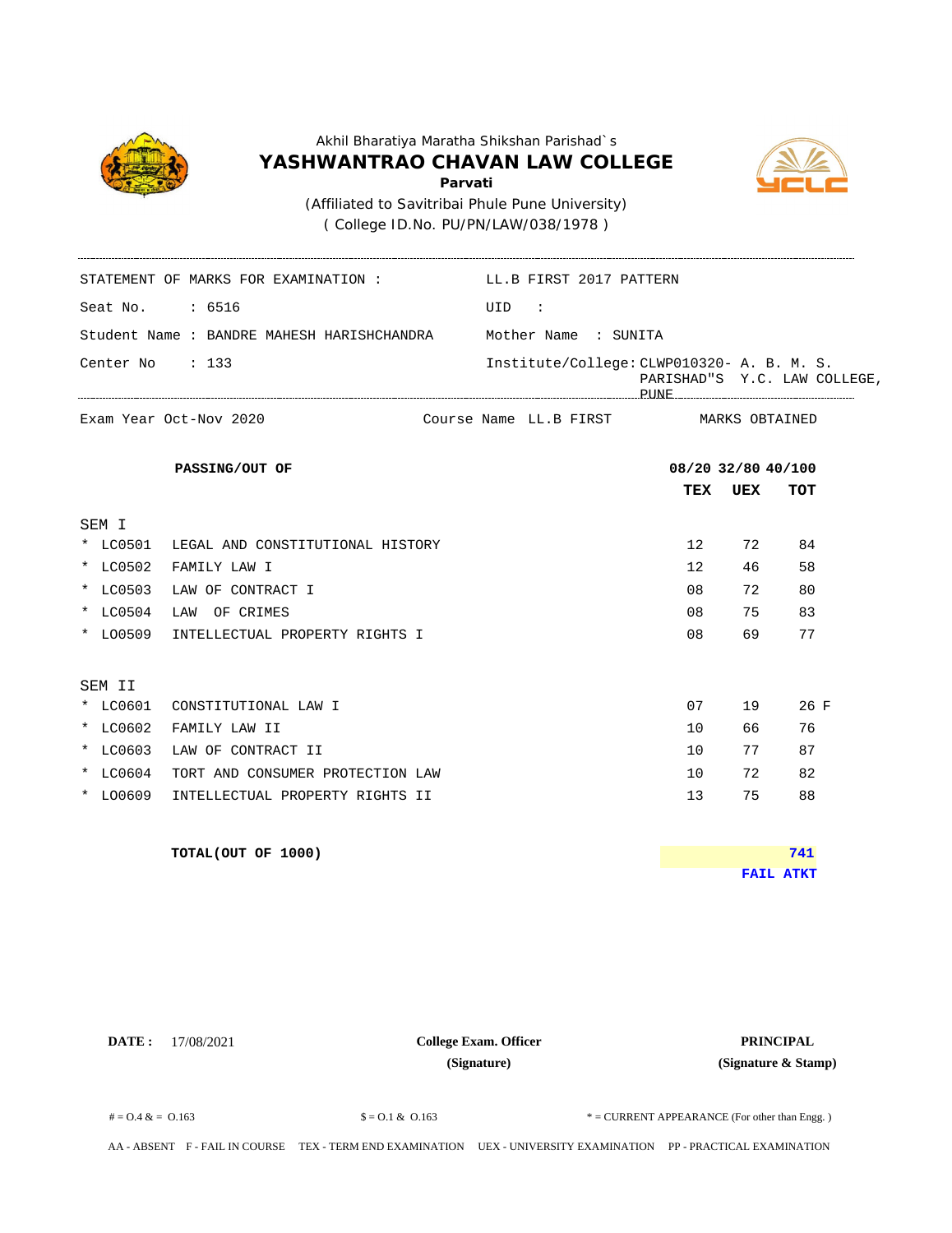Akhil Bharatiya Maratha Shikshan Parishad`s

# YASHWANTRAO CHAVAN LAW COLLEGE

**Parvati**

(Affiliated to Savitribai Phule Pune University)

( College ID.No. PU/PN/LAW/038/1978 )

STATEMENT OF MARKS FOR EXAMINATION : LL.B FIRST 2017 PATTERN

Seat No. : 6516 UID :

Student Name : BANDRE MAHESH HARISHCHANDRA Mother Name : SUNITA

Center No : 133 Institute/College: CLWP010320- A. B. M. S. PARISHAD"S Y.C. LAW COLLEGE, PUNE

Exam Year Oct-Nov 2020 Course Name LL.B FIRST MARKS OBTAINED

| PASSING/OUT OF | | 08/20 | 32/80 | 40/100 |
|---|---|---|---|---|
| | | **TEX** | **UEX** | **TOT** |
| SEM I | | | | |
| * LC0501 | LEGAL AND CONSTITUTIONAL HISTORY | 12 | 72 | 84 |
| * LC0502 | FAMILY LAW I | 12 | 46 | 58 |
| * LC0503 | LAW OF CONTRACT I | 08 | 72 | 80 |
| * LC0504 | LAW OF CRIMES | 08 | 75 | 83 |
| * LO0509 | INTELLECTUAL PROPERTY RIGHTS I | 08 | 69 | 77 |
| SEM II | | | | |
| * LC0601 | CONSTITUTIONAL LAW I | 07 | 19 | 26 F |
| * LC0602 | FAMILY LAW II | 10 | 66 | 76 |
| * LC0603 | LAW OF CONTRACT II | 10 | 77 | 87 |
| * LC0604 | TORT AND CONSUMER PROTECTION LAW | 10 | 72 | 82 |
| * LO0609 | INTELLECTUAL PROPERTY RIGHTS II | 13 | 75 | 88 |

**TOTAL(OUT OF 1000)** **741**

**FAIL ATKT**

**DATE :** 17/08/2021

**College Exam. Officer**
**(Signature)**

**PRINCIPAL**
**(Signature & Stamp)**

# = O.4 & = O.163 $ = O.1 & O.163 * = CURRENT APPEARANCE (For other than Engg. )

AA - ABSENT F - FAIL IN COURSE TEX - TERM END EXAMINATION UEX - UNIVERSITY EXAMINATION PP - PRACTICAL EXAMINATION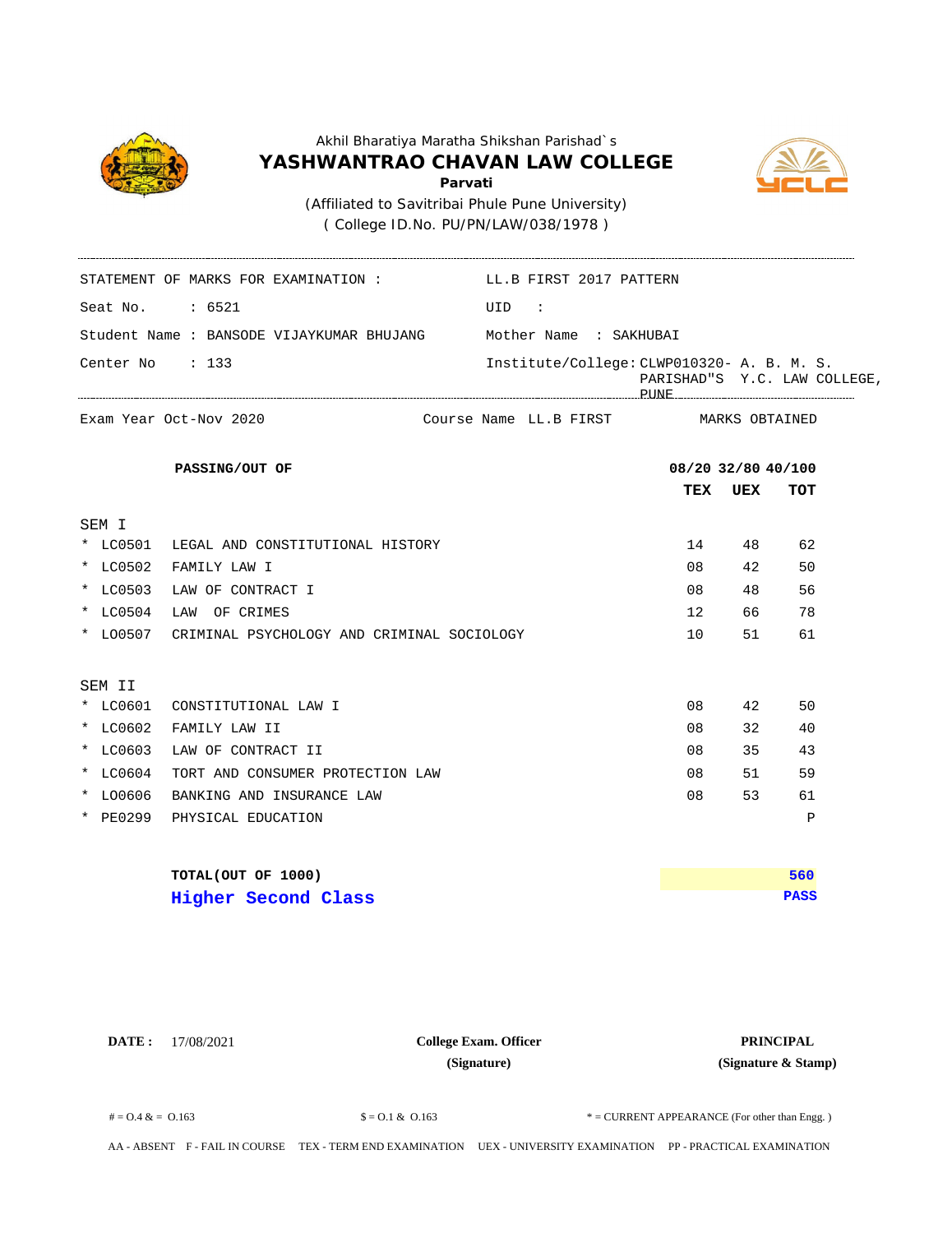Akhil Bharatiya Maratha Shikshan Parishad`s

# YASHWANTRAO CHAVAN LAW COLLEGE

**Parvati**

(Affiliated to Savitribai Phule Pune University)

( College ID.No. PU/PN/LAW/038/1978 )

STATEMENT OF MARKS FOR EXAMINATION : LL.B FIRST 2017 PATTERN

Seat No. : 6521 UID :

Student Name : BANSODE VIJAYKUMAR BHUJANG Mother Name : SAKHUBAI

Center No : 133 Institute/College: CLWP010320- A. B. M. S. PARISHAD"S Y.C. LAW COLLEGE, PUNE

Exam Year Oct-Nov 2020 Course Name LL.B FIRST MARKS OBTAINED

| | | **PASSING/OUT OF** | **08/20** | **32/80** | **40/100** |
|---|---|---|---|---|---|
| | | | **TEX** | **UEX** | **TOT** |
| SEM I | | | | | |
| * | LC0501 | LEGAL AND CONSTITUTIONAL HISTORY | 14 | 48 | 62 |
| * | LC0502 | FAMILY LAW I | 08 | 42 | 50 |
| * | LC0503 | LAW OF CONTRACT I | 08 | 48 | 56 |
| * | LC0504 | LAW OF CRIMES | 12 | 66 | 78 |
| * | LO0507 | CRIMINAL PSYCHOLOGY AND CRIMINAL SOCIOLOGY | 10 | 51 | 61 |
| SEM II | | | | | |
| * | LC0601 | CONSTITUTIONAL LAW I | 08 | 42 | 50 |
| * | LC0602 | FAMILY LAW II | 08 | 32 | 40 |
| * | LC0603 | LAW OF CONTRACT II | 08 | 35 | 43 |
| * | LC0604 | TORT AND CONSUMER PROTECTION LAW | 08 | 51 | 59 |
| * | LO0606 | BANKING AND INSURANCE LAW | 08 | 53 | 61 |
| * | PE0299 | PHYSICAL EDUCATION | | | P |

**TOTAL(OUT OF 1000)** **560**

**Higher Second Class** **PASS**

**DATE :** 17/08/2021

**College Exam. Officer** **(Signature)**

**PRINCIPAL** **(Signature & Stamp)**

# = O.4 & = O.163 $ = O.1 & O.163 * = CURRENT APPEARANCE (For other than Engg. )

AA - ABSENT F - FAIL IN COURSE TEX - TERM END EXAMINATION UEX - UNIVERSITY EXAMINATION PP - PRACTICAL EXAMINATION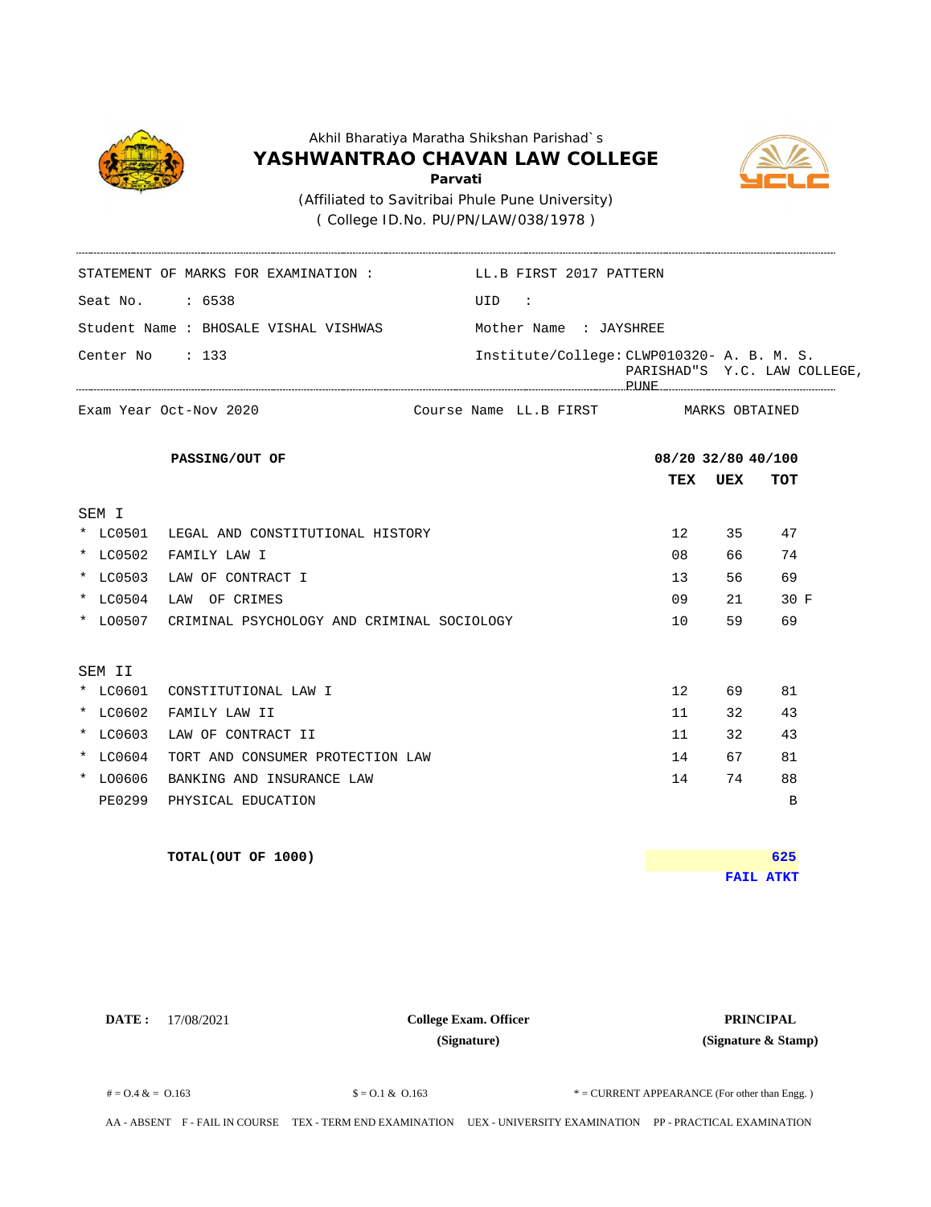Akhil Bharatiya Maratha Shikshan Parishad`s

# YASHWANTRAO CHAVAN LAW COLLEGE

**Parvati**

(Affiliated to Savitribai Phule Pune University)

( College ID.No. PU/PN/LAW/038/1978 )

STATEMENT OF MARKS FOR EXAMINATION : LL.B FIRST 2017 PATTERN

Seat No. : 6538 UID :

Student Name : BHOSALE VISHAL VISHWAS Mother Name : JAYSHREE

Center No : 133 Institute/College: CLWP010320- A. B. M. S. PARISHAD"S Y.C. LAW COLLEGE, PUNE

Exam Year Oct-Nov 2020 Course Name LL.B FIRST MARKS OBTAINED

| | **PASSING/OUT OF** | **08/20** | **32/80** | **40/100** |
|---|---|---|---|---|
| | | **TEX** | **UEX** | **TOT** |
| SEM I | | | | |
| * LC0501 | LEGAL AND CONSTITUTIONAL HISTORY | 12 | 35 | 47 |
| * LC0502 | FAMILY LAW I | 08 | 66 | 74 |
| * LC0503 | LAW OF CONTRACT I | 13 | 56 | 69 |
| * LC0504 | LAW OF CRIMES | 09 | 21 | 30 F |
| * LO0507 | CRIMINAL PSYCHOLOGY AND CRIMINAL SOCIOLOGY | 10 | 59 | 69 |
| SEM II | | | | |
| * LC0601 | CONSTITUTIONAL LAW I | 12 | 69 | 81 |
| * LC0602 | FAMILY LAW II | 11 | 32 | 43 |
| * LC0603 | LAW OF CONTRACT II | 11 | 32 | 43 |
| * LC0604 | TORT AND CONSUMER PROTECTION LAW | 14 | 67 | 81 |
| * LO0606 | BANKING AND INSURANCE LAW | 14 | 74 | 88 |
| PE0299 | PHYSICAL EDUCATION | | | B |

**TOTAL(OUT OF 1000)** **625**

**FAIL ATKT**

**DATE :** 17/08/2021

**College Exam. Officer**
**(Signature)**

**PRINCIPAL**
**(Signature & Stamp)**

# = O.4 & = O.163 $ = O.1 & O.163 * = CURRENT APPEARANCE (For other than Engg. )

AA - ABSENT F - FAIL IN COURSE TEX - TERM END EXAMINATION UEX - UNIVERSITY EXAMINATION PP - PRACTICAL EXAMINATION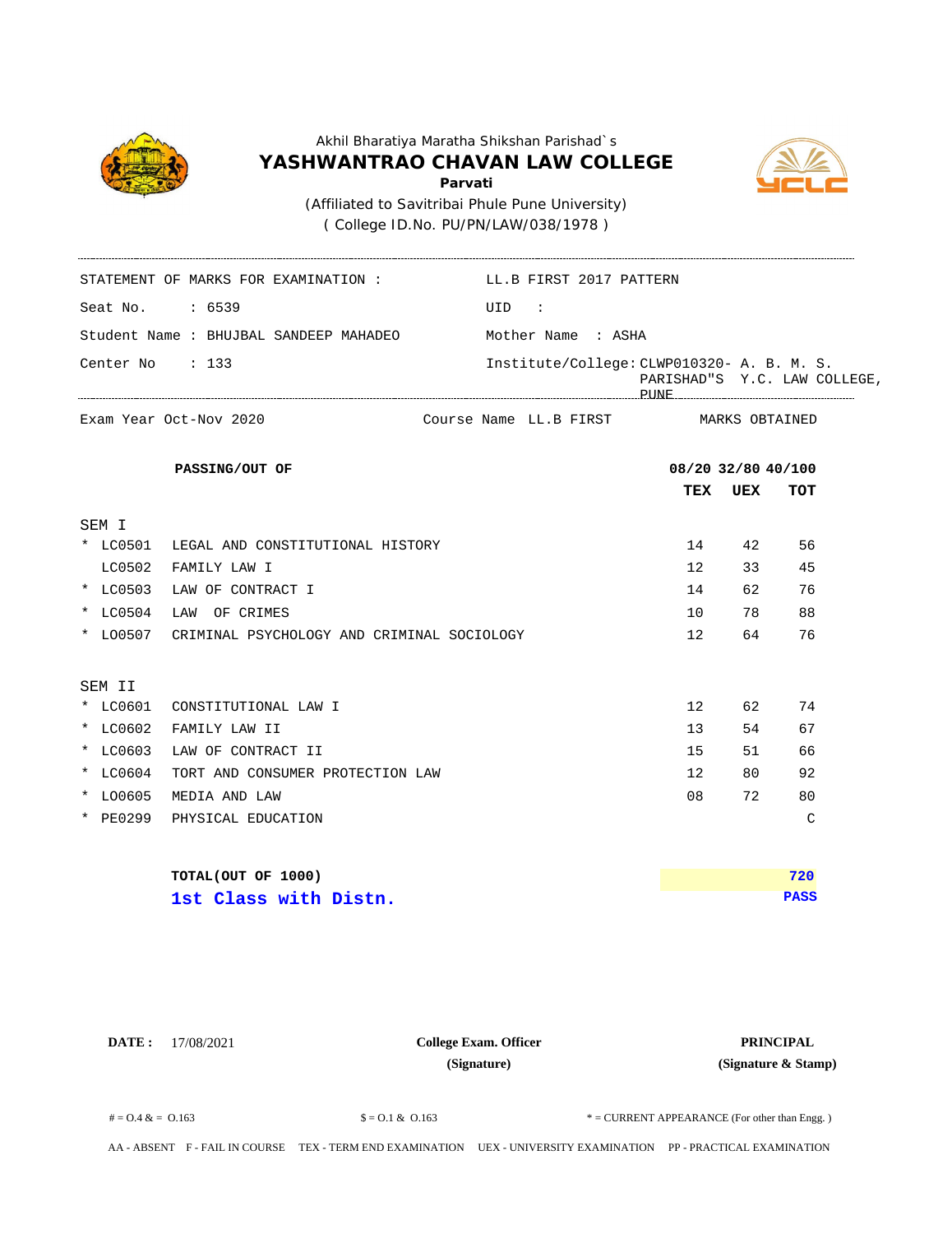Akhil Bharatiya Maratha Shikshan Parishad`s

# YASHWANTRAO CHAVAN LAW COLLEGE

**Parvati**

(Affiliated to Savitribai Phule Pune University)

( College ID.No. PU/PN/LAW/038/1978 )

STATEMENT OF MARKS FOR EXAMINATION : LL.B FIRST 2017 PATTERN

Seat No. : 6539 UID :

Student Name : BHUJBAL SANDEEP MAHADEO Mother Name : ASHA

Center No : 133 Institute/College: CLWP010320- A. B. M. S. PARISHAD"S Y.C. LAW COLLEGE, PUNE

Exam Year Oct-Nov 2020 Course Name LL.B FIRST MARKS OBTAINED

| | | **PASSING/OUT OF** | **08/20** | **32/80** | **40/100** |
|---|---|---|---|---|---|
| | | | **TEX** | **UEX** | **TOT** |
| SEM I | | | | | |
| * | LC0501 | LEGAL AND CONSTITUTIONAL HISTORY | 14 | 42 | 56 |
| | LC0502 | FAMILY LAW I | 12 | 33 | 45 |
| * | LC0503 | LAW OF CONTRACT I | 14 | 62 | 76 |
| * | LC0504 | LAW OF CRIMES | 10 | 78 | 88 |
| * | LO0507 | CRIMINAL PSYCHOLOGY AND CRIMINAL SOCIOLOGY | 12 | 64 | 76 |
| SEM II | | | | | |
| * | LC0601 | CONSTITUTIONAL LAW I | 12 | 62 | 74 |
| * | LC0602 | FAMILY LAW II | 13 | 54 | 67 |
| * | LC0603 | LAW OF CONTRACT II | 15 | 51 | 66 |
| * | LC0604 | TORT AND CONSUMER PROTECTION LAW | 12 | 80 | 92 |
| * | LO0605 | MEDIA AND LAW | 08 | 72 | 80 |
| * | PE0299 | PHYSICAL EDUCATION | | | C |

**TOTAL(OUT OF 1000)** **720**

**1st Class with Distn.** **PASS**

**DATE :** 17/08/2021 **College Exam. Officer (Signature)** **PRINCIPAL (Signature & Stamp)**

# = O.4 & = O.163 $ = O.1 & O.163 * = CURRENT APPEARANCE (For other than Engg. )

AA - ABSENT F - FAIL IN COURSE TEX - TERM END EXAMINATION UEX - UNIVERSITY EXAMINATION PP - PRACTICAL EXAMINATION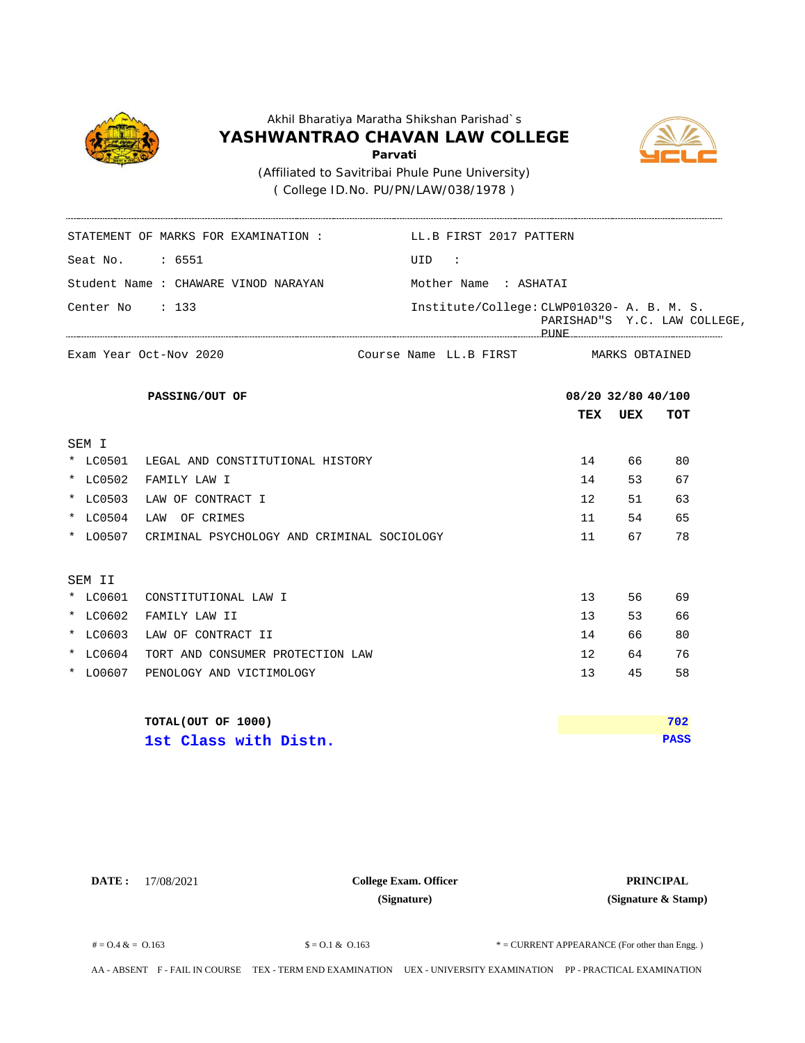Akhil Bharatiya Maratha Shikshan Parishad`s

# YASHWANTRAO CHAVAN LAW COLLEGE

**Parvati**

(Affiliated to Savitribai Phule Pune University)

( College ID.No. PU/PN/LAW/038/1978 )

STATEMENT OF MARKS FOR EXAMINATION : LL.B FIRST 2017 PATTERN

Seat No. : 6551 UID :

Student Name : CHAWARE VINOD NARAYAN Mother Name : ASHATAI

Center No : 133 Institute/College: CLWP010320- A. B. M. S. PARISHAD"S Y.C. LAW COLLEGE, PUNE

Exam Year Oct-Nov 2020 Course Name LL.B FIRST MARKS OBTAINED

| | **PASSING/OUT OF** | **08/20** | **32/80** | **40/100** |
|---|---|---|---|---|
| | | **TEX** | **UEX** | **TOT** |
| **SEM I** | | | | |
| * LC0501 | LEGAL AND CONSTITUTIONAL HISTORY | 14 | 66 | 80 |
| * LC0502 | FAMILY LAW I | 14 | 53 | 67 |
| * LC0503 | LAW OF CONTRACT I | 12 | 51 | 63 |
| * LC0504 | LAW OF CRIMES | 11 | 54 | 65 |
| * LO0507 | CRIMINAL PSYCHOLOGY AND CRIMINAL SOCIOLOGY | 11 | 67 | 78 |
| **SEM II** | | | | |
| * LC0601 | CONSTITUTIONAL LAW I | 13 | 56 | 69 |
| * LC0602 | FAMILY LAW II | 13 | 53 | 66 |
| * LC0603 | LAW OF CONTRACT II | 14 | 66 | 80 |
| * LC0604 | TORT AND CONSUMER PROTECTION LAW | 12 | 64 | 76 |
| * LO0607 | PENOLOGY AND VICTIMOLOGY | 13 | 45 | 58 |

**TOTAL(OUT OF 1000)** **702**

**1st Class with Distn.** **PASS**

**DATE :** 17/08/2021

**College Exam. Officer**
**(Signature)**

**PRINCIPAL**
**(Signature & Stamp)**

# = O.4 & = O.163 $ = O.1 & O.163 * = CURRENT APPEARANCE (For other than Engg. )

AA - ABSENT F - FAIL IN COURSE TEX - TERM END EXAMINATION UEX - UNIVERSITY EXAMINATION PP - PRACTICAL EXAMINATION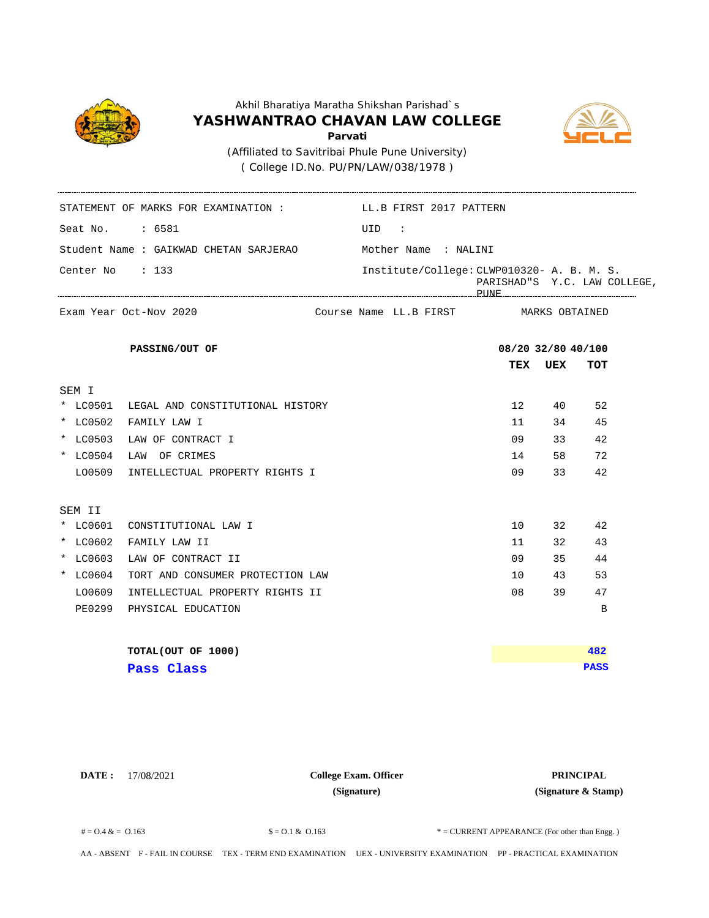Akhil Bharatiya Maratha Shikshan Parishad`s

# YASHWANTRAO CHAVAN LAW COLLEGE

**Parvati**

(Affiliated to Savitribai Phule Pune University)

( College ID.No. PU/PN/LAW/038/1978 )

STATEMENT OF MARKS FOR EXAMINATION : LL.B FIRST 2017 PATTERN

Seat No. : 6581 UID :

Student Name : GAIKWAD CHETAN SARJERAO Mother Name : NALINI

Center No : 133 Institute/College: CLWP010320- A. B. M. S. PARISHAD"S Y.C. LAW COLLEGE, PUNE

Exam Year Oct-Nov 2020 Course Name LL.B FIRST MARKS OBTAINED

| | | PASSING/OUT OF | 08/20 | 32/80 | 40/100 |
|---|---|---|---|---|---|
| | | | **TEX** | **UEX** | **TOT** |
| SEM I | | | | | |
| * | LC0501 | LEGAL AND CONSTITUTIONAL HISTORY | 12 | 40 | 52 |
| * | LC0502 | FAMILY LAW I | 11 | 34 | 45 |
| * | LC0503 | LAW OF CONTRACT I | 09 | 33 | 42 |
| * | LC0504 | LAW OF CRIMES | 14 | 58 | 72 |
| | LO0509 | INTELLECTUAL PROPERTY RIGHTS I | 09 | 33 | 42 |
| SEM II | | | | | |
| * | LC0601 | CONSTITUTIONAL LAW I | 10 | 32 | 42 |
| * | LC0602 | FAMILY LAW II | 11 | 32 | 43 |
| * | LC0603 | LAW OF CONTRACT II | 09 | 35 | 44 |
| * | LC0604 | TORT AND CONSUMER PROTECTION LAW | 10 | 43 | 53 |
| | LO0609 | INTELLECTUAL PROPERTY RIGHTS II | 08 | 39 | 47 |
| | PE0299 | PHYSICAL EDUCATION | | | B |

**TOTAL(OUT OF 1000)** **482**

**Pass Class** **PASS**

**DATE :** 17/08/2021

**College Exam. Officer**
**(Signature)**

**PRINCIPAL**
**(Signature & Stamp)**

# = O.4 & = O.163 $ = O.1 & O.163 * = CURRENT APPEARANCE (For other than Engg. )

AA - ABSENT F - FAIL IN COURSE TEX - TERM END EXAMINATION UEX - UNIVERSITY EXAMINATION PP - PRACTICAL EXAMINATION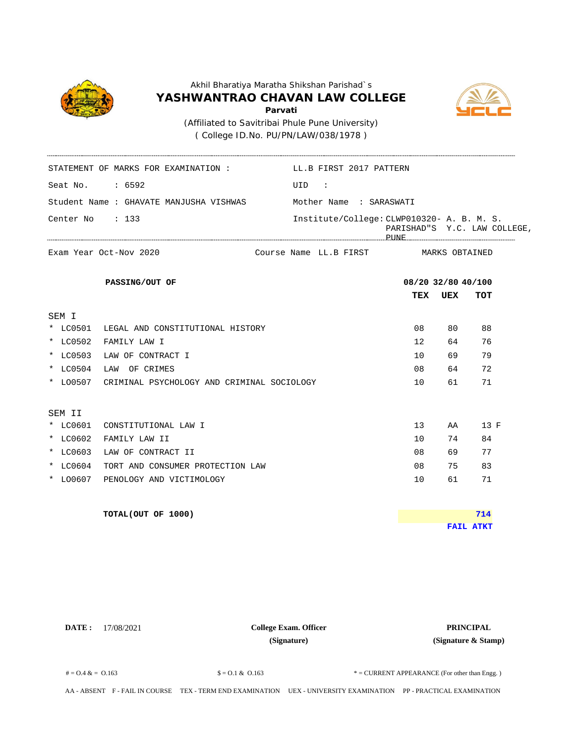Akhil Bharatiya Maratha Shikshan Parishad`s

# YASHWANTRAO CHAVAN LAW COLLEGE

**Parvati**

(Affiliated to Savitribai Phule Pune University)

( College ID.No. PU/PN/LAW/038/1978 )

STATEMENT OF MARKS FOR EXAMINATION : LL.B FIRST 2017 PATTERN

Seat No. : 6592 UID :

Student Name : GHAVATE MANJUSHA VISHWAS Mother Name : SARASWATI

Center No : 133 Institute/College: CLWP010320- A. B. M. S. PARISHAD"S Y.C. LAW COLLEGE, PUNE

Exam Year Oct-Nov 2020 Course Name LL.B FIRST MARKS OBTAINED

| **PASSING/OUT OF** | | **08/20** | **32/80** | **40/100** |
|---|---|---|---|---|
| | | **TEX** | **UEX** | **TOT** |
| SEM I | | | | |
| * LC0501 | LEGAL AND CONSTITUTIONAL HISTORY | 08 | 80 | 88 |
| * LC0502 | FAMILY LAW I | 12 | 64 | 76 |
| * LC0503 | LAW OF CONTRACT I | 10 | 69 | 79 |
| * LC0504 | LAW OF CRIMES | 08 | 64 | 72 |
| * LO0507 | CRIMINAL PSYCHOLOGY AND CRIMINAL SOCIOLOGY | 10 | 61 | 71 |
| SEM II | | | | |
| * LC0601 | CONSTITUTIONAL LAW I | 13 | AA | 13 F |
| * LC0602 | FAMILY LAW II | 10 | 74 | 84 |
| * LC0603 | LAW OF CONTRACT II | 08 | 69 | 77 |
| * LC0604 | TORT AND CONSUMER PROTECTION LAW | 08 | 75 | 83 |
| * LO0607 | PENOLOGY AND VICTIMOLOGY | 10 | 61 | 71 |

**TOTAL(OUT OF 1000)** **714**

**FAIL ATKT**

**DATE :** 17/08/2021

**College Exam. Officer**
**(Signature)**

**PRINCIPAL**
**(Signature & Stamp)**

# = O.4 & = O.163 $ = O.1 & O.163 * = CURRENT APPEARANCE (For other than Engg. )

AA - ABSENT F - FAIL IN COURSE TEX - TERM END EXAMINATION UEX - UNIVERSITY EXAMINATION PP - PRACTICAL EXAMINATION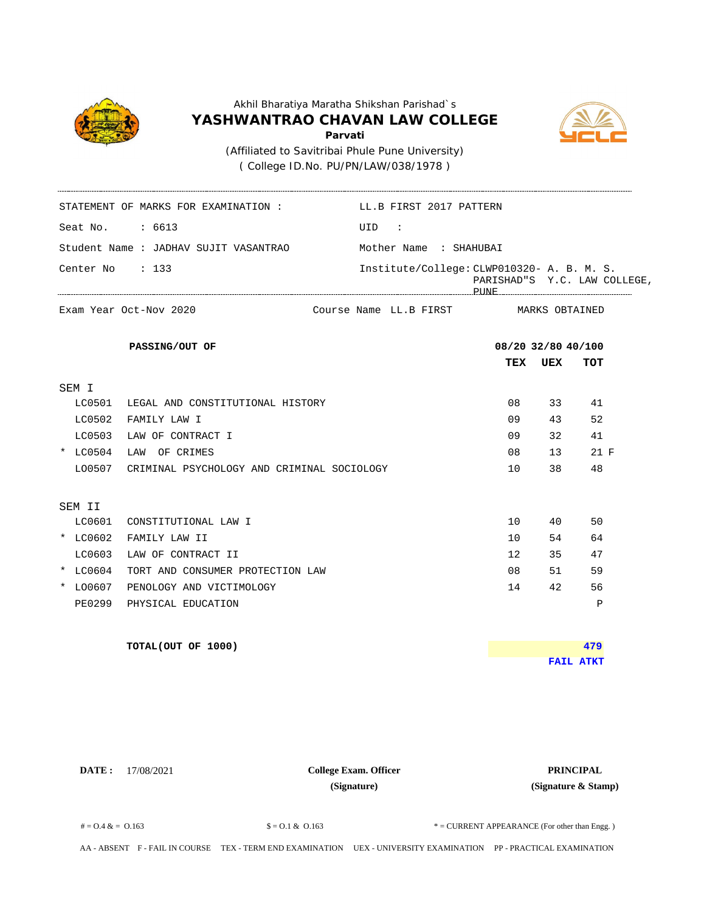Akhil Bharatiya Maratha Shikshan Parishad`s

# YASHWANTRAO CHAVAN LAW COLLEGE

**Parvati**

(Affiliated to Savitribai Phule Pune University)

( College ID.No. PU/PN/LAW/038/1978 )

STATEMENT OF MARKS FOR EXAMINATION : LL.B FIRST 2017 PATTERN

Seat No. : 6613 UID :

Student Name : JADHAV SUJIT VASANTRAO Mother Name : SHAHUBAI

Center No : 133 Institute/College: CLWP010320- A. B. M. S. PARISHAD"S Y.C. LAW COLLEGE, PUNE

Exam Year Oct-Nov 2020 Course Name LL.B FIRST MARKS OBTAINED

| | | | TEX | UEX | TOT |
|---|---|---|---|---|---|
| | | **PASSING/OUT OF** | **08/20** | **32/80** | **40/100** |
| SEM I | | | | | |
| | LC0501 | LEGAL AND CONSTITUTIONAL HISTORY | 08 | 33 | 41 |
| | LC0502 | FAMILY LAW I | 09 | 43 | 52 |
| | LC0503 | LAW OF CONTRACT I | 09 | 32 | 41 |
| * | LC0504 | LAW OF CRIMES | 08 | 13 | 21 F |
| | LO0507 | CRIMINAL PSYCHOLOGY AND CRIMINAL SOCIOLOGY | 10 | 38 | 48 |
| SEM II | | | | | |
| | LC0601 | CONSTITUTIONAL LAW I | 10 | 40 | 50 |
| * | LC0602 | FAMILY LAW II | 10 | 54 | 64 |
| | LC0603 | LAW OF CONTRACT II | 12 | 35 | 47 |
| * | LC0604 | TORT AND CONSUMER PROTECTION LAW | 08 | 51 | 59 |
| * | LO0607 | PENOLOGY AND VICTIMOLOGY | 14 | 42 | 56 |
| | PE0299 | PHYSICAL EDUCATION | | | P |

**TOTAL(OUT OF 1000)** **479**

**FAIL ATKT**

**DATE :** 17/08/2021

**College Exam. Officer**
**(Signature)**

**PRINCIPAL**
**(Signature & Stamp)**

# = O.4 & = O.163 $ = O.1 & O.163 * = CURRENT APPEARANCE (For other than Engg. )

AA - ABSENT F - FAIL IN COURSE TEX - TERM END EXAMINATION UEX - UNIVERSITY EXAMINATION PP - PRACTICAL EXAMINATION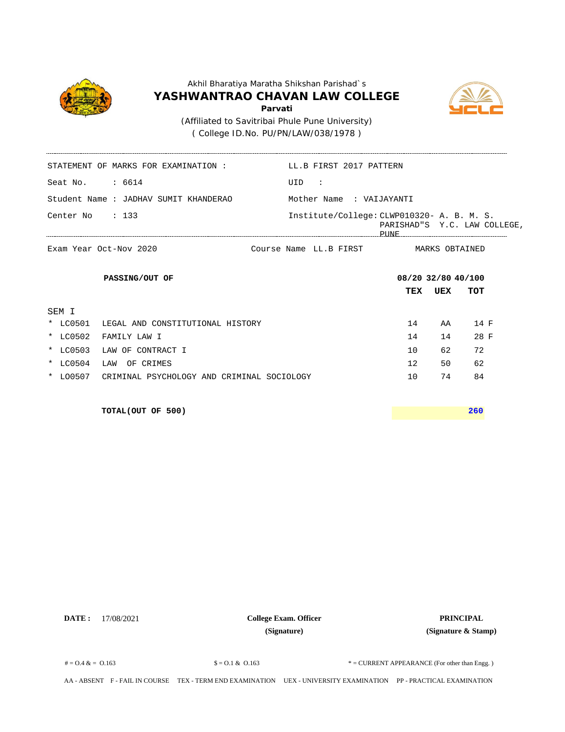Akhil Bharatiya Maratha Shikshan Parishad`s

# YASHWANTRAO CHAVAN LAW COLLEGE

**Parvati**

(Affiliated to Savitribai Phule Pune University)

( College ID.No. PU/PN/LAW/038/1978 )

STATEMENT OF MARKS FOR EXAMINATION : LL.B FIRST 2017 PATTERN

Seat No. : 6614 UID :

Student Name : JADHAV SUMIT KHANDERAO Mother Name : VAIJAYANTI

Center No : 133 Institute/College: CLWP010320- A. B. M. S. PARISHAD"S Y.C. LAW COLLEGE, PUNE

Exam Year Oct-Nov 2020 Course Name LL.B FIRST MARKS OBTAINED

| **PASSING/OUT OF** | | **08/20** | **32/80** | **40/100** |
|---|---|---|---|---|
| | | **TEX** | **UEX** | **TOT** |
| SEM I | | | | |
| * LC0501 | LEGAL AND CONSTITUTIONAL HISTORY | 14 | AA | 14 F |
| * LC0502 | FAMILY LAW I | 14 | 14 | 28 F |
| * LC0503 | LAW OF CONTRACT I | 10 | 62 | 72 |
| * LC0504 | LAW OF CRIMES | 12 | 50 | 62 |
| * LO0507 | CRIMINAL PSYCHOLOGY AND CRIMINAL SOCIOLOGY | 10 | 74 | 84 |

**TOTAL(OUT OF 500)** **260**

**DATE :** 17/08/2021

**College Exam. Officer**
**(Signature)**

**PRINCIPAL**
**(Signature & Stamp)**

# = O.4 & = O.163 $ = O.1 & O.163 * = CURRENT APPEARANCE (For other than Engg. )

AA - ABSENT F - FAIL IN COURSE TEX - TERM END EXAMINATION UEX - UNIVERSITY EXAMINATION PP - PRACTICAL EXAMINATION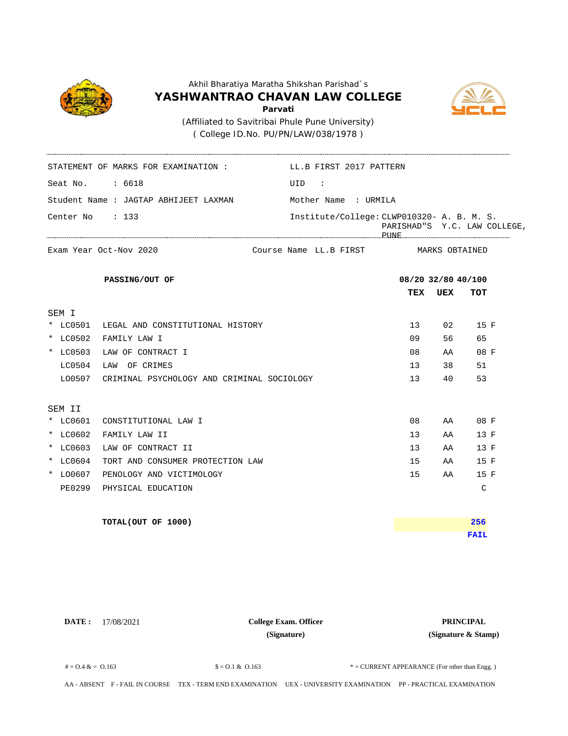Akhil Bharatiya Maratha Shikshan Parishad`s

# YASHWANTRAO CHAVAN LAW COLLEGE

**Parvati**

(Affiliated to Savitribai Phule Pune University)

( College ID.No. PU/PN/LAW/038/1978 )

STATEMENT OF MARKS FOR EXAMINATION : LL.B FIRST 2017 PATTERN

Seat No. : 6618 UID :

Student Name : JAGTAP ABHIJEET LAXMAN Mother Name : URMILA

Center No : 133 Institute/College: CLWP010320- A. B. M. S. PARISHAD"S Y.C. LAW COLLEGE, PUNE

Exam Year Oct-Nov 2020 Course Name LL.B FIRST MARKS OBTAINED

| | | PASSING/OUT OF | 08/20 | 32/80 | 40/100 |
|---|---|---|---|---|---|
| | | | **TEX** | **UEX** | **TOT** |
| SEM I | | | | | |
| * | LC0501 | LEGAL AND CONSTITUTIONAL HISTORY | 13 | 02 | 15 F |
| * | LC0502 | FAMILY LAW I | 09 | 56 | 65 |
| * | LC0503 | LAW OF CONTRACT I | 08 | AA | 08 F |
| | LC0504 | LAW OF CRIMES | 13 | 38 | 51 |
| | LO0507 | CRIMINAL PSYCHOLOGY AND CRIMINAL SOCIOLOGY | 13 | 40 | 53 |
| SEM II | | | | | |
| * | LC0601 | CONSTITUTIONAL LAW I | 08 | AA | 08 F |
| * | LC0602 | FAMILY LAW II | 13 | AA | 13 F |
| * | LC0603 | LAW OF CONTRACT II | 13 | AA | 13 F |
| * | LC0604 | TORT AND CONSUMER PROTECTION LAW | 15 | AA | 15 F |
| * | LO0607 | PENOLOGY AND VICTIMOLOGY | 15 | AA | 15 F |
| | PE0299 | PHYSICAL EDUCATION | | | C |

**TOTAL(OUT OF 1000)** **256**

**FAIL**

**DATE :** 17/08/2021 **College Exam. Officer (Signature)** **PRINCIPAL (Signature & Stamp)**

# = O.4 & = O.163 $ = O.1 & O.163 * = CURRENT APPEARANCE (For other than Engg. )

AA - ABSENT F - FAIL IN COURSE TEX - TERM END EXAMINATION UEX - UNIVERSITY EXAMINATION PP - PRACTICAL EXAMINATION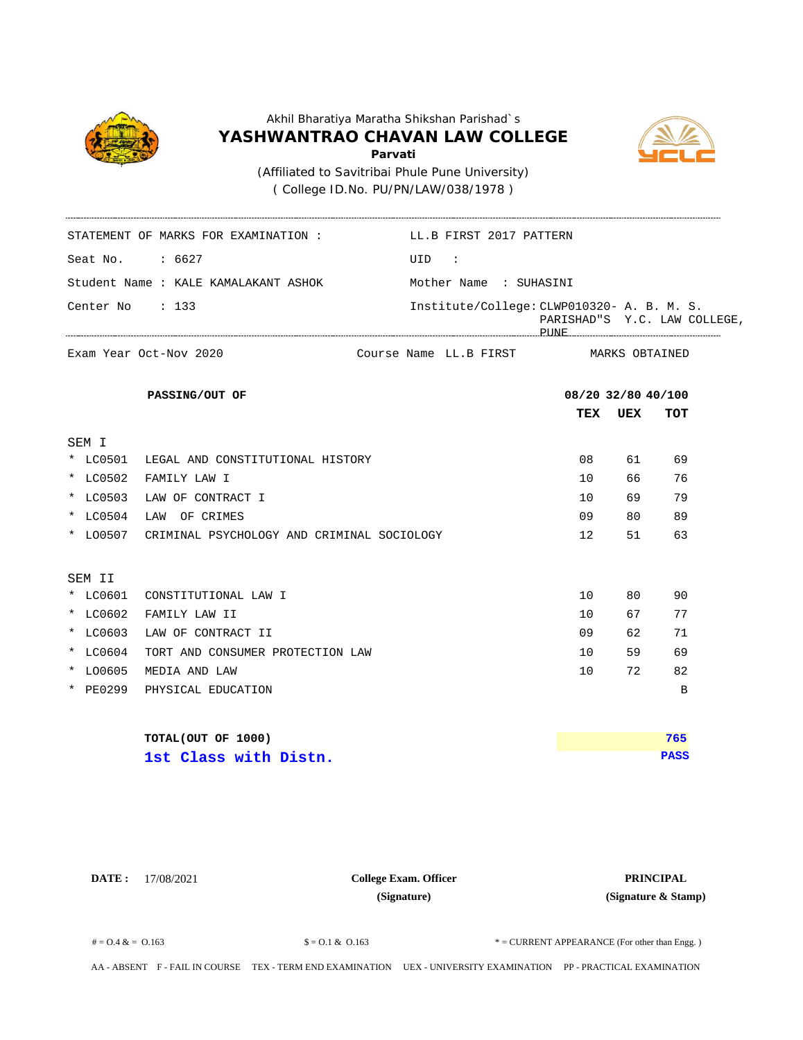Akhil Bharatiya Maratha Shikshan Parishad`s

# YASHWANTRAO CHAVAN LAW COLLEGE

**Parvati**

(Affiliated to Savitribai Phule Pune University)

( College ID.No. PU/PN/LAW/038/1978 )

STATEMENT OF MARKS FOR EXAMINATION : LL.B FIRST 2017 PATTERN

Seat No. : 6627  UID :

Student Name : KALE KAMALAKANT ASHOK  Mother Name : SUHASINI

Center No : 133  Institute/College: CLWP010320- A. B. M. S. PARISHAD"S Y.C. LAW COLLEGE, PUNE

Exam Year Oct-Nov 2020  Course Name LL.B FIRST  MARKS OBTAINED

| | PASSING/OUT OF | 08/20 | 32/80 | 40/100 |
|---|---|---|---|---|
| | | **TEX** | **UEX** | **TOT** |
| SEM I | | | | |
| * LC0501 | LEGAL AND CONSTITUTIONAL HISTORY | 08 | 61 | 69 |
| * LC0502 | FAMILY LAW I | 10 | 66 | 76 |
| * LC0503 | LAW OF CONTRACT I | 10 | 69 | 79 |
| * LC0504 | LAW OF CRIMES | 09 | 80 | 89 |
| * LO0507 | CRIMINAL PSYCHOLOGY AND CRIMINAL SOCIOLOGY | 12 | 51 | 63 |
| SEM II | | | | |
| * LC0601 | CONSTITUTIONAL LAW I | 10 | 80 | 90 |
| * LC0602 | FAMILY LAW II | 10 | 67 | 77 |
| * LC0603 | LAW OF CONTRACT II | 09 | 62 | 71 |
| * LC0604 | TORT AND CONSUMER PROTECTION LAW | 10 | 59 | 69 |
| * LO0605 | MEDIA AND LAW | 10 | 72 | 82 |
| * PE0299 | PHYSICAL EDUCATION | | | B |

**TOTAL(OUT OF 1000)** **765**

**1st Class with Distn.** **PASS**

**DATE :** 17/08/2021  **College Exam. Officer (Signature)**  **PRINCIPAL (Signature & Stamp)**

# = O.4 & = O.163  $ = O.1 & O.163  * = CURRENT APPEARANCE (For other than Engg. )

AA - ABSENT  F - FAIL IN COURSE  TEX - TERM END EXAMINATION  UEX - UNIVERSITY EXAMINATION  PP - PRACTICAL EXAMINATION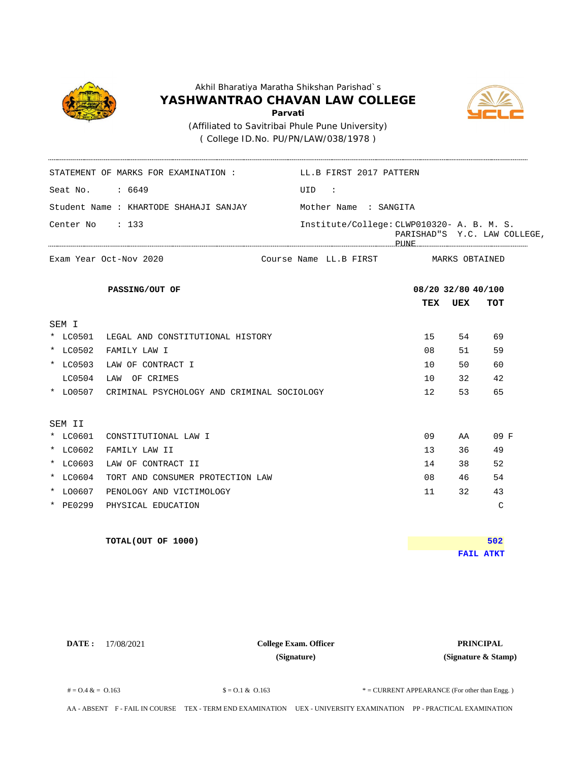Akhil Bharatiya Maratha Shikshan Parishad`s

# YASHWANTRAO CHAVAN LAW COLLEGE

**Parvati**

(Affiliated to Savitribai Phule Pune University)

( College ID.No. PU/PN/LAW/038/1978 )

STATEMENT OF MARKS FOR EXAMINATION : LL.B FIRST 2017 PATTERN

Seat No. : 6649 UID :

Student Name : KHARTODE SHAHAJI SANJAY Mother Name : SANGITA

Center No : 133 Institute/College: CLWP010320- A. B. M. S. PARISHAD"S Y.C. LAW COLLEGE, PUNE

Exam Year Oct-Nov 2020 Course Name LL.B FIRST MARKS OBTAINED

| | | **PASSING/OUT OF** | **08/20** | **32/80** | **40/100** |
|---|---|---|---|---|---|
| | | | **TEX** | **UEX** | **TOT** |
| SEM I | | | | | |
| * | LC0501 | LEGAL AND CONSTITUTIONAL HISTORY | 15 | 54 | 69 |
| * | LC0502 | FAMILY LAW I | 08 | 51 | 59 |
| * | LC0503 | LAW OF CONTRACT I | 10 | 50 | 60 |
| | LC0504 | LAW OF CRIMES | 10 | 32 | 42 |
| * | LO0507 | CRIMINAL PSYCHOLOGY AND CRIMINAL SOCIOLOGY | 12 | 53 | 65 |
| SEM II | | | | | |
| * | LC0601 | CONSTITUTIONAL LAW I | 09 | AA | 09 F |
| * | LC0602 | FAMILY LAW II | 13 | 36 | 49 |
| * | LC0603 | LAW OF CONTRACT II | 14 | 38 | 52 |
| * | LC0604 | TORT AND CONSUMER PROTECTION LAW | 08 | 46 | 54 |
| * | LO0607 | PENOLOGY AND VICTIMOLOGY | 11 | 32 | 43 |
| * | PE0299 | PHYSICAL EDUCATION | | | C |

**TOTAL(OUT OF 1000)** **502**

**FAIL ATKT**

**DATE :** 17/08/2021

**College Exam. Officer**
**(Signature)**

**PRINCIPAL**
**(Signature & Stamp)**

# = O.4 & = O.163 $ = O.1 & O.163 * = CURRENT APPEARANCE (For other than Engg. )

AA - ABSENT F - FAIL IN COURSE TEX - TERM END EXAMINATION UEX - UNIVERSITY EXAMINATION PP - PRACTICAL EXAMINATION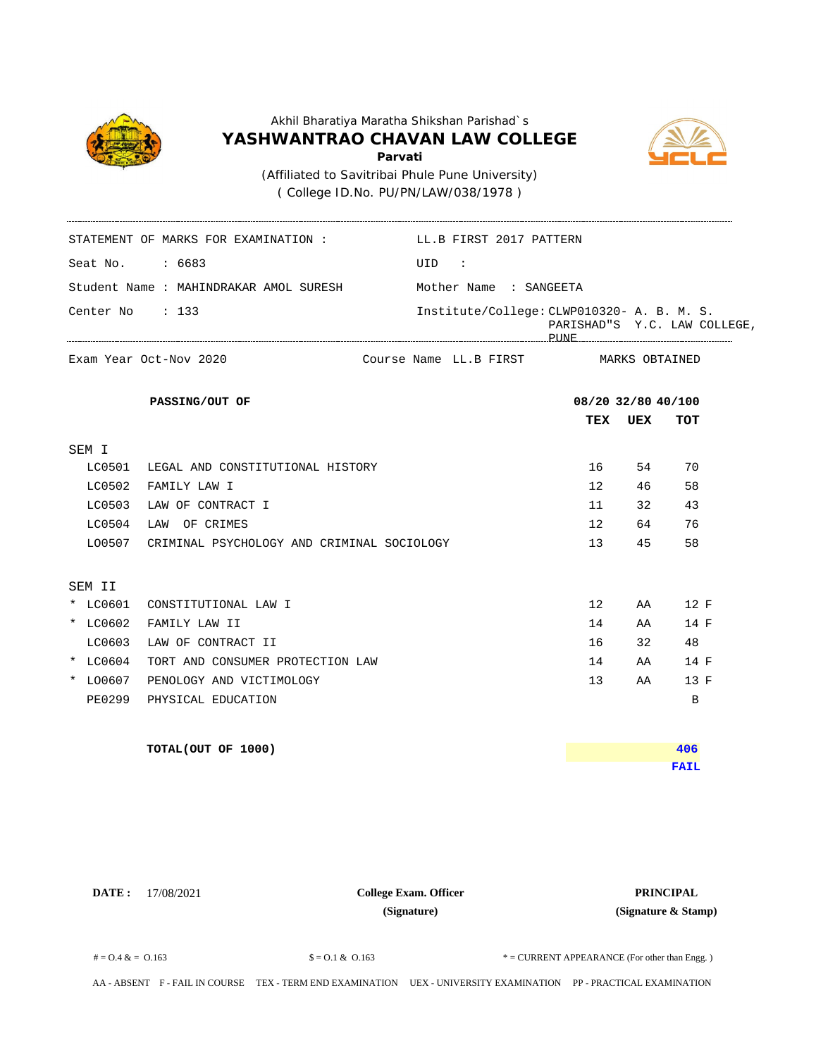Akhil Bharatiya Maratha Shikshan Parishad`s

# YASHWANTRAO CHAVAN LAW COLLEGE

**Parvati**

(Affiliated to Savitribai Phule Pune University)

( College ID.No. PU/PN/LAW/038/1978 )

STATEMENT OF MARKS FOR EXAMINATION : LL.B FIRST 2017 PATTERN

Seat No. : 6683 UID :

Student Name : MAHINDRAKAR AMOL SURESH Mother Name : SANGEETA

Center No : 133 Institute/College: CLWP010320- A. B. M. S. PARISHAD"S Y.C. LAW COLLEGE, PUNE

Exam Year Oct-Nov 2020 Course Name LL.B FIRST MARKS OBTAINED

| **PASSING/OUT OF** | | **08/20** | **32/80** | **40/100** |
|---|---|---|---|---|
| | | **TEX** | **UEX** | **TOT** |
| SEM I | | | | |
| LC0501 | LEGAL AND CONSTITUTIONAL HISTORY | 16 | 54 | 70 |
| LC0502 | FAMILY LAW I | 12 | 46 | 58 |
| LC0503 | LAW OF CONTRACT I | 11 | 32 | 43 |
| LC0504 | LAW OF CRIMES | 12 | 64 | 76 |
| LO0507 | CRIMINAL PSYCHOLOGY AND CRIMINAL SOCIOLOGY | 13 | 45 | 58 |
| SEM II | | | | |
| * LC0601 | CONSTITUTIONAL LAW I | 12 | AA | 12 F |
| * LC0602 | FAMILY LAW II | 14 | AA | 14 F |
| LC0603 | LAW OF CONTRACT II | 16 | 32 | 48 |
| * LC0604 | TORT AND CONSUMER PROTECTION LAW | 14 | AA | 14 F |
| * LO0607 | PENOLOGY AND VICTIMOLOGY | 13 | AA | 13 F |
| PE0299 | PHYSICAL EDUCATION | | | B |

**TOTAL(OUT OF 1000)** **406**

**FAIL**

**DATE :** 17/08/2021

**College Exam. Officer**
**(Signature)**

**PRINCIPAL**
**(Signature & Stamp)**

# = O.4 & = O.163 $ = O.1 & O.163 * = CURRENT APPEARANCE (For other than Engg. )

AA - ABSENT F - FAIL IN COURSE TEX - TERM END EXAMINATION UEX - UNIVERSITY EXAMINATION PP - PRACTICAL EXAMINATION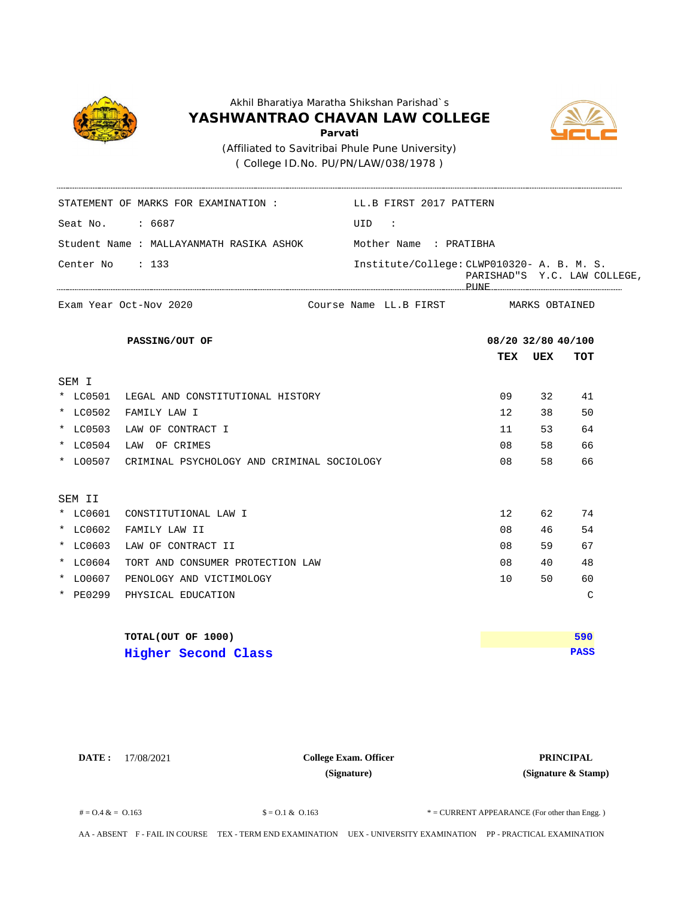Akhil Bharatiya Maratha Shikshan Parishad`s

# YASHWANTRAO CHAVAN LAW COLLEGE

**Parvati**

(Affiliated to Savitribai Phule Pune University)

( College ID.No. PU/PN/LAW/038/1978 )

STATEMENT OF MARKS FOR EXAMINATION : LL.B FIRST 2017 PATTERN

Seat No. : 6687 UID :

Student Name : MALLAYANMATH RASIKA ASHOK Mother Name : PRATIBHA

Center No : 133 Institute/College: CLWP010320- A. B. M. S. PARISHAD"S Y.C. LAW COLLEGE, PUNE

Exam Year Oct-Nov 2020 Course Name LL.B FIRST MARKS OBTAINED

| | | **PASSING/OUT OF** | **08/20** | **32/80** | **40/100** |
|---|---|---|---|---|---|
| | | | **TEX** | **UEX** | **TOT** |
| SEM I | | | | | |
| * | LC0501 | LEGAL AND CONSTITUTIONAL HISTORY | 09 | 32 | 41 |
| * | LC0502 | FAMILY LAW I | 12 | 38 | 50 |
| * | LC0503 | LAW OF CONTRACT I | 11 | 53 | 64 |
| * | LC0504 | LAW OF CRIMES | 08 | 58 | 66 |
| * | LO0507 | CRIMINAL PSYCHOLOGY AND CRIMINAL SOCIOLOGY | 08 | 58 | 66 |
| SEM II | | | | | |
| * | LC0601 | CONSTITUTIONAL LAW I | 12 | 62 | 74 |
| * | LC0602 | FAMILY LAW II | 08 | 46 | 54 |
| * | LC0603 | LAW OF CONTRACT II | 08 | 59 | 67 |
| * | LC0604 | TORT AND CONSUMER PROTECTION LAW | 08 | 40 | 48 |
| * | LO0607 | PENOLOGY AND VICTIMOLOGY | 10 | 50 | 60 |
| * | PE0299 | PHYSICAL EDUCATION | | | C |

**TOTAL(OUT OF 1000)** **590**

**Higher Second Class** **PASS**

**DATE :** 17/08/2021

**College Exam. Officer** **(Signature)**

**PRINCIPAL** **(Signature & Stamp)**

# = O.4 & = O.163 $ = O.1 & O.163 * = CURRENT APPEARANCE (For other than Engg. )

AA - ABSENT F - FAIL IN COURSE TEX - TERM END EXAMINATION UEX - UNIVERSITY EXAMINATION PP - PRACTICAL EXAMINATION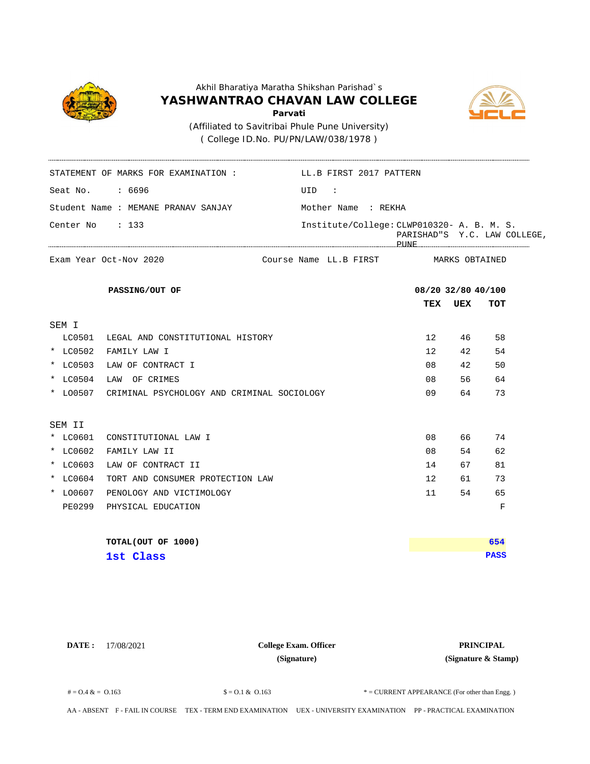Akhil Bharatiya Maratha Shikshan Parishad`s

# YASHWANTRAO CHAVAN LAW COLLEGE

**Parvati**

(Affiliated to Savitribai Phule Pune University)

( College ID.No. PU/PN/LAW/038/1978 )

STATEMENT OF MARKS FOR EXAMINATION : LL.B FIRST 2017 PATTERN

Seat No. : 6696 | UID :

Student Name : MEMANE PRANAV SANJAY | Mother Name : REKHA

Center No : 133 | Institute/College: CLWP010320- A. B. M. S. PARISHAD"S Y.C. LAW COLLEGE, PUNE

Exam Year Oct-Nov 2020 | Course Name LL.B FIRST | MARKS OBTAINED

| | | **PASSING/OUT OF** | **08/20** | **32/80** | **40/100** |
|---|---|---|---|---|---|
| | | | **TEX** | **UEX** | **TOT** |
| **SEM I** | | | | | |
| | LC0501 | LEGAL AND CONSTITUTIONAL HISTORY | 12 | 46 | 58 |
| * | LC0502 | FAMILY LAW I | 12 | 42 | 54 |
| * | LC0503 | LAW OF CONTRACT I | 08 | 42 | 50 |
| * | LC0504 | LAW OF CRIMES | 08 | 56 | 64 |
| * | LO0507 | CRIMINAL PSYCHOLOGY AND CRIMINAL SOCIOLOGY | 09 | 64 | 73 |
| **SEM II** | | | | | |
| * | LC0601 | CONSTITUTIONAL LAW I | 08 | 66 | 74 |
| * | LC0602 | FAMILY LAW II | 08 | 54 | 62 |
| * | LC0603 | LAW OF CONTRACT II | 14 | 67 | 81 |
| * | LC0604 | TORT AND CONSUMER PROTECTION LAW | 12 | 61 | 73 |
| * | LO0607 | PENOLOGY AND VICTIMOLOGY | 11 | 54 | 65 |
| | PE0299 | PHYSICAL EDUCATION | | | F |

**TOTAL(OUT OF 1000)** **654**

**1st Class** **PASS**

**DATE :** 17/08/2021

**College Exam. Officer** (Signature)

**PRINCIPAL** (Signature & Stamp)

# = O.4 & = O.163 | $ = O.1 & O.163 | * = CURRENT APPEARANCE (For other than Engg. )

AA - ABSENT F - FAIL IN COURSE TEX - TERM END EXAMINATION UEX - UNIVERSITY EXAMINATION PP - PRACTICAL EXAMINATION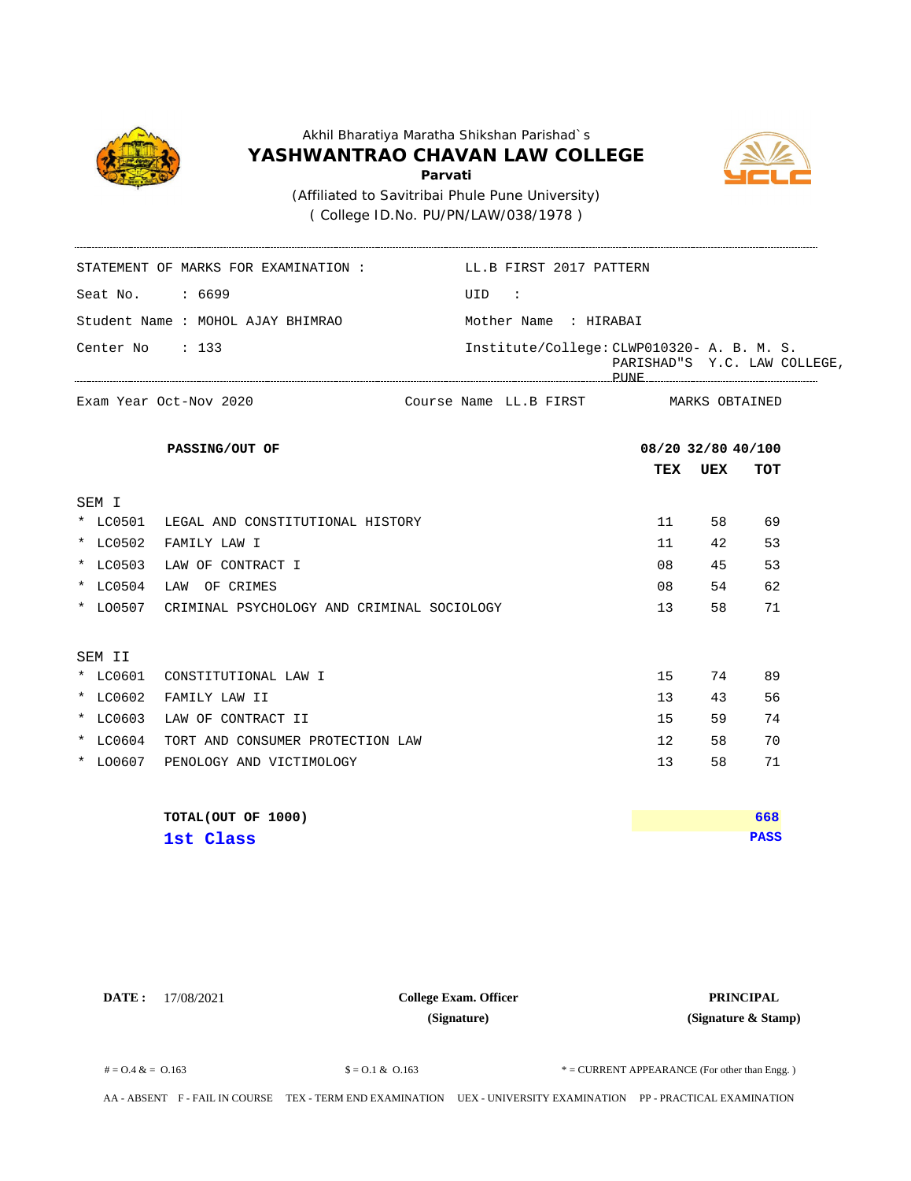Akhil Bharatiya Maratha Shikshan Parishad`s

# YASHWANTRAO CHAVAN LAW COLLEGE

**Parvati**

(Affiliated to Savitribai Phule Pune University)

( College ID.No. PU/PN/LAW/038/1978 )

STATEMENT OF MARKS FOR EXAMINATION : LL.B FIRST 2017 PATTERN

Seat No. : 6699 | UID :

Student Name : MOHOL AJAY BHIMRAO | Mother Name : HIRABAI

Center No : 133 | Institute/College: CLWP010320- A. B. M. S. PARISHAD"S Y.C. LAW COLLEGE, PUNE

Exam Year Oct-Nov 2020 | Course Name LL.B FIRST | MARKS OBTAINED

| | **PASSING/OUT OF** | **08/20** | **32/80** | **40/100** |
|---|---|---|---|---|
| | | **TEX** | **UEX** | **TOT** |
| SEM I | | | | |
| * LC0501 | LEGAL AND CONSTITUTIONAL HISTORY | 11 | 58 | 69 |
| * LC0502 | FAMILY LAW I | 11 | 42 | 53 |
| * LC0503 | LAW OF CONTRACT I | 08 | 45 | 53 |
| * LC0504 | LAW OF CRIMES | 08 | 54 | 62 |
| * LO0507 | CRIMINAL PSYCHOLOGY AND CRIMINAL SOCIOLOGY | 13 | 58 | 71 |
| SEM II | | | | |
| * LC0601 | CONSTITUTIONAL LAW I | 15 | 74 | 89 |
| * LC0602 | FAMILY LAW II | 13 | 43 | 56 |
| * LC0603 | LAW OF CONTRACT II | 15 | 59 | 74 |
| * LC0604 | TORT AND CONSUMER PROTECTION LAW | 12 | 58 | 70 |
| * LO0607 | PENOLOGY AND VICTIMOLOGY | 13 | 58 | 71 |

**TOTAL(OUT OF 1000)** **668**

**1st Class** **PASS**

**DATE :** 17/08/2021

**College Exam. Officer**
**(Signature)**

**PRINCIPAL**
**(Signature & Stamp)**

# = O.4 & = O.163 $ = O.1 & O.163 * = CURRENT APPEARANCE (For other than Engg. )

AA - ABSENT F - FAIL IN COURSE TEX - TERM END EXAMINATION UEX - UNIVERSITY EXAMINATION PP - PRACTICAL EXAMINATION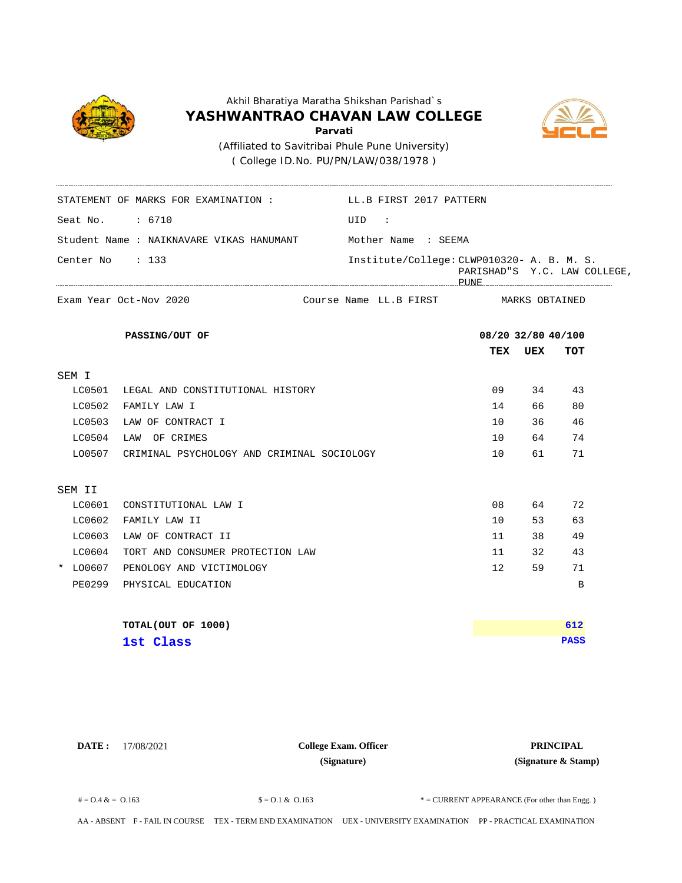Akhil Bharatiya Maratha Shikshan Parishad`s

# YASHWANTRAO CHAVAN LAW COLLEGE

**Parvati**

(Affiliated to Savitribai Phule Pune University)

( College ID.No. PU/PN/LAW/038/1978 )

STATEMENT OF MARKS FOR EXAMINATION : LL.B FIRST 2017 PATTERN

Seat No. : 6710 UID :

Student Name : NAIKNAVARE VIKAS HANUMANT Mother Name : SEEMA

Center No : 133 Institute/College: CLWP010320- A. B. M. S. PARISHAD"S Y.C. LAW COLLEGE, PUNE

Exam Year Oct-Nov 2020 Course Name LL.B FIRST MARKS OBTAINED

| | **PASSING/OUT OF** | **08/20** | **32/80** | **40/100** |
|---|---|---|---|---|
| | | **TEX** | **UEX** | **TOT** |
| SEM I | | | | |
| LC0501 | LEGAL AND CONSTITUTIONAL HISTORY | 09 | 34 | 43 |
| LC0502 | FAMILY LAW I | 14 | 66 | 80 |
| LC0503 | LAW OF CONTRACT I | 10 | 36 | 46 |
| LC0504 | LAW OF CRIMES | 10 | 64 | 74 |
| LO0507 | CRIMINAL PSYCHOLOGY AND CRIMINAL SOCIOLOGY | 10 | 61 | 71 |
| SEM II | | | | |
| LC0601 | CONSTITUTIONAL LAW I | 08 | 64 | 72 |
| LC0602 | FAMILY LAW II | 10 | 53 | 63 |
| LC0603 | LAW OF CONTRACT II | 11 | 38 | 49 |
| LC0604 | TORT AND CONSUMER PROTECTION LAW | 11 | 32 | 43 |
| * LO0607 | PENOLOGY AND VICTIMOLOGY | 12 | 59 | 71 |
| PE0299 | PHYSICAL EDUCATION | | | B |

**TOTAL(OUT OF 1000)** **612**

**1st Class** **PASS**

**DATE :** 17/08/2021

**College Exam. Officer** (Signature)

**PRINCIPAL** (Signature & Stamp)

# = O.4 & = O.163 $ = O.1 & O.163 * = CURRENT APPEARANCE (For other than Engg. )

AA - ABSENT F - FAIL IN COURSE TEX - TERM END EXAMINATION UEX - UNIVERSITY EXAMINATION PP - PRACTICAL EXAMINATION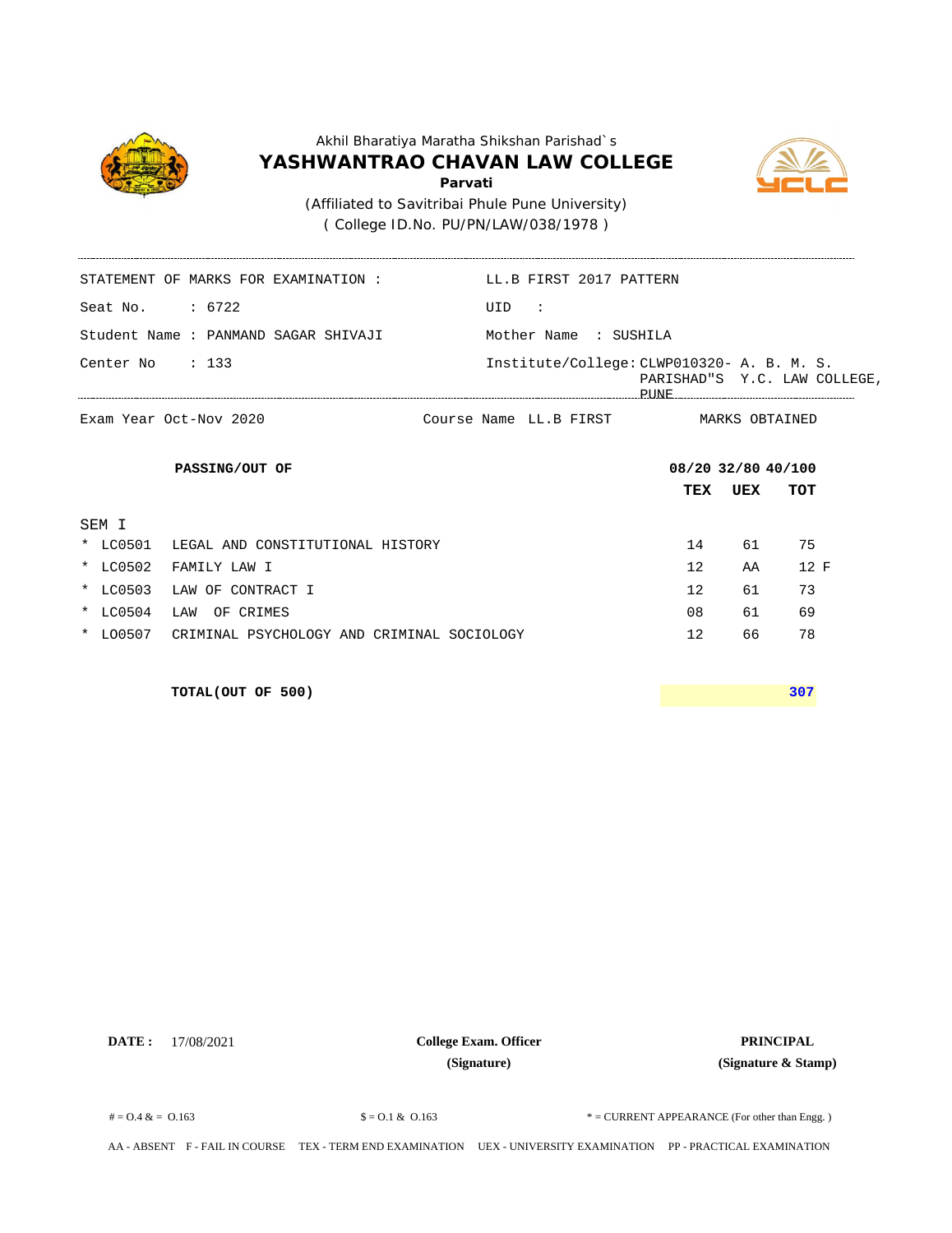Akhil Bharatiya Maratha Shikshan Parishad`s

# YASHWANTRAO CHAVAN LAW COLLEGE

**Parvati**

(Affiliated to Savitribai Phule Pune University)

( College ID.No. PU/PN/LAW/038/1978 )

STATEMENT OF MARKS FOR EXAMINATION : LL.B FIRST 2017 PATTERN

Seat No. : 6722 UID :

Student Name : PANMAND SAGAR SHIVAJI Mother Name : SUSHILA

Center No : 133 Institute/College: CLWP010320- A. B. M. S. PARISHAD"S Y.C. LAW COLLEGE, PUNE

Exam Year Oct-Nov 2020 Course Name LL.B FIRST MARKS OBTAINED

| | | | TEX | UEX | TOT |
|---|---|---|---|---|---|
| **PASSING/OUT OF** | | | **08/20** | **32/80** | **40/100** |
| SEM I | | | | | |
| * | LC0501 | LEGAL AND CONSTITUTIONAL HISTORY | 14 | 61 | 75 |
| * | LC0502 | FAMILY LAW I | 12 | AA | 12 F |
| * | LC0503 | LAW OF CONTRACT I | 12 | 61 | 73 |
| * | LC0504 | LAW OF CRIMES | 08 | 61 | 69 |
| * | LO0507 | CRIMINAL PSYCHOLOGY AND CRIMINAL SOCIOLOGY | 12 | 66 | 78 |
| | | **TOTAL(OUT OF 500)** | | | **307** |

**DATE :** 17/08/2021

**College Exam. Officer**
**(Signature)**

**PRINCIPAL**
**(Signature & Stamp)**

# = O.4 & = O.163 $ = O.1 & O.163 * = CURRENT APPEARANCE (For other than Engg. )

AA - ABSENT F - FAIL IN COURSE TEX - TERM END EXAMINATION UEX - UNIVERSITY EXAMINATION PP - PRACTICAL EXAMINATION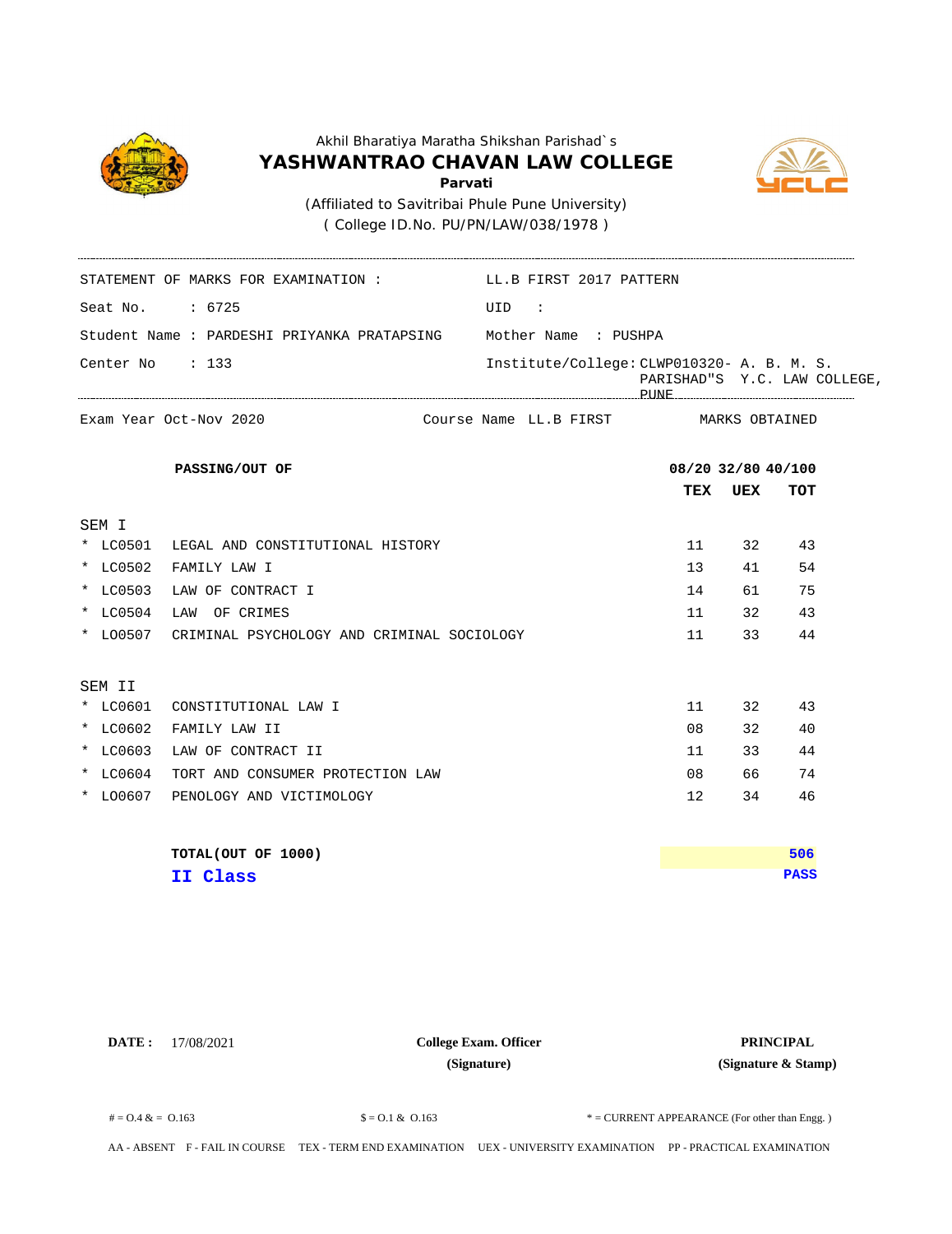Akhil Bharatiya Maratha Shikshan Parishad`s

# YASHWANTRAO CHAVAN LAW COLLEGE

**Parvati**

(Affiliated to Savitribai Phule Pune University)

( College ID.No. PU/PN/LAW/038/1978 )

STATEMENT OF MARKS FOR EXAMINATION : LL.B FIRST 2017 PATTERN

Seat No. : 6725 UID :

Student Name : PARDESHI PRIYANKA PRATAPSING Mother Name : PUSHPA

Center No : 133 Institute/College: CLWP010320- A. B. M. S. PARISHAD"S Y.C. LAW COLLEGE, PUNE

Exam Year Oct-Nov 2020 Course Name LL.B FIRST MARKS OBTAINED

| | **PASSING/OUT OF** | **08/20** | **32/80** | **40/100** |
|---|---|---|---|---|
| | | **TEX** | **UEX** | **TOT** |
| SEM I | | | | |
| * LC0501 | LEGAL AND CONSTITUTIONAL HISTORY | 11 | 32 | 43 |
| * LC0502 | FAMILY LAW I | 13 | 41 | 54 |
| * LC0503 | LAW OF CONTRACT I | 14 | 61 | 75 |
| * LC0504 | LAW OF CRIMES | 11 | 32 | 43 |
| * LO0507 | CRIMINAL PSYCHOLOGY AND CRIMINAL SOCIOLOGY | 11 | 33 | 44 |
| SEM II | | | | |
| * LC0601 | CONSTITUTIONAL LAW I | 11 | 32 | 43 |
| * LC0602 | FAMILY LAW II | 08 | 32 | 40 |
| * LC0603 | LAW OF CONTRACT II | 11 | 33 | 44 |
| * LC0604 | TORT AND CONSUMER PROTECTION LAW | 08 | 66 | 74 |
| * LO0607 | PENOLOGY AND VICTIMOLOGY | 12 | 34 | 46 |

**TOTAL(OUT OF 1000)** **506**

**II Class** **PASS**

**DATE :** 17/08/2021

**College Exam. Officer**
**(Signature)**

**PRINCIPAL**
**(Signature & Stamp)**

# = O.4 & = O.163 $ = O.1 & O.163 * = CURRENT APPEARANCE (For other than Engg. )

AA - ABSENT F - FAIL IN COURSE TEX - TERM END EXAMINATION UEX - UNIVERSITY EXAMINATION PP - PRACTICAL EXAMINATION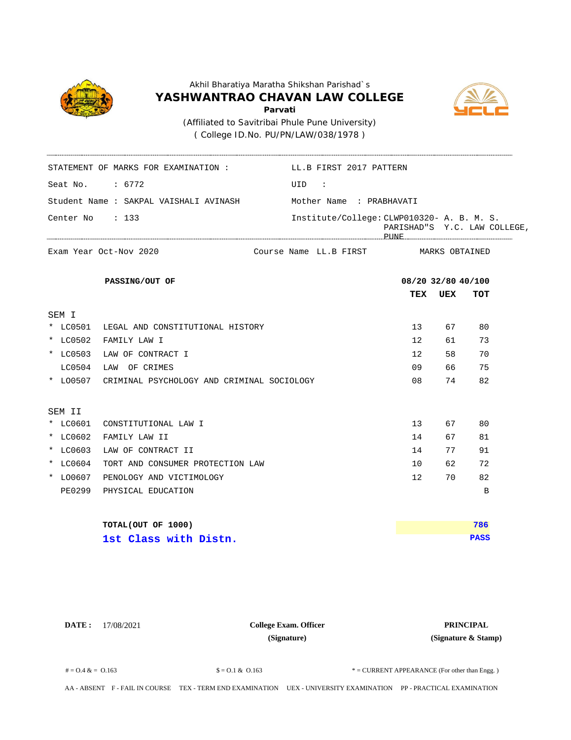Akhil Bharatiya Maratha Shikshan Parishad`s

# YASHWANTRAO CHAVAN LAW COLLEGE

**Parvati**

(Affiliated to Savitribai Phule Pune University)

( College ID.No. PU/PN/LAW/038/1978 )

STATEMENT OF MARKS FOR EXAMINATION : LL.B FIRST 2017 PATTERN

Seat No. : 6772 UID :

Student Name : SAKPAL VAISHALI AVINASH Mother Name : PRABHAVATI

Center No : 133 Institute/College: CLWP010320- A. B. M. S. PARISHAD"S Y.C. LAW COLLEGE, PUNE

Exam Year Oct-Nov 2020 Course Name LL.B FIRST MARKS OBTAINED

| | | | 08/20 | 32/80 | 40/100 |
|---|---|---|---|---|---|
| | | **PASSING/OUT OF** | **TEX** | **UEX** | **TOT** |
| SEM I | | | | | |
| * | LC0501 | LEGAL AND CONSTITUTIONAL HISTORY | 13 | 67 | 80 |
| * | LC0502 | FAMILY LAW I | 12 | 61 | 73 |
| * | LC0503 | LAW OF CONTRACT I | 12 | 58 | 70 |
| | LC0504 | LAW OF CRIMES | 09 | 66 | 75 |
| * | LO0507 | CRIMINAL PSYCHOLOGY AND CRIMINAL SOCIOLOGY | 08 | 74 | 82 |
| SEM II | | | | | |
| * | LC0601 | CONSTITUTIONAL LAW I | 13 | 67 | 80 |
| * | LC0602 | FAMILY LAW II | 14 | 67 | 81 |
| * | LC0603 | LAW OF CONTRACT II | 14 | 77 | 91 |
| * | LC0604 | TORT AND CONSUMER PROTECTION LAW | 10 | 62 | 72 |
| * | LO0607 | PENOLOGY AND VICTIMOLOGY | 12 | 70 | 82 |
| | PE0299 | PHYSICAL EDUCATION | | | B |

**TOTAL(OUT OF 1000)** **786**

**1st Class with Distn.** **PASS**

**DATE :** 17/08/2021

**College Exam. Officer**
**(Signature)**

**PRINCIPAL**
**(Signature & Stamp)**

# = O.4 & = O.163 $ = O.1 & O.163 * = CURRENT APPEARANCE (For other than Engg. )

AA - ABSENT F - FAIL IN COURSE TEX - TERM END EXAMINATION UEX - UNIVERSITY EXAMINATION PP - PRACTICAL EXAMINATION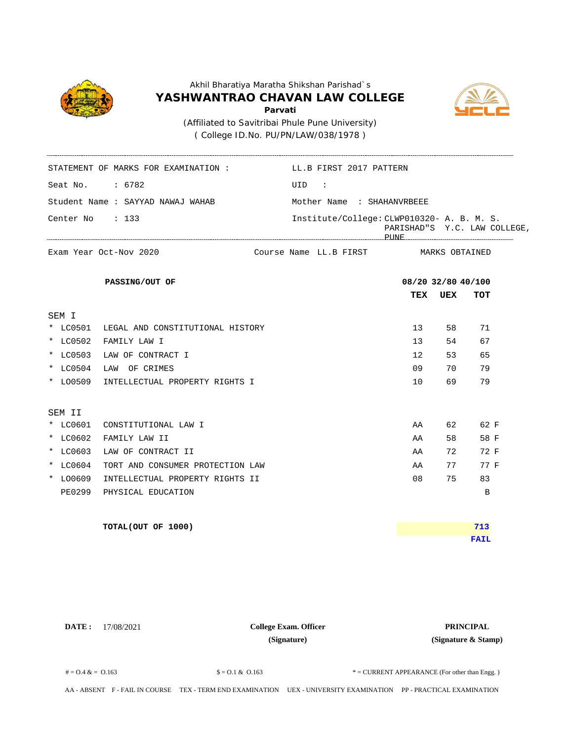Akhil Bharatiya Maratha Shikshan Parishad`s

# YASHWANTRAO CHAVAN LAW COLLEGE

**Parvati**

(Affiliated to Savitribai Phule Pune University)

( College ID.No. PU/PN/LAW/038/1978 )

STATEMENT OF MARKS FOR EXAMINATION : LL.B FIRST 2017 PATTERN

Seat No. : 6782

UID :

Student Name : SAYYAD NAWAJ WAHAB

Mother Name : SHAHANVRBEEE

Center No : 133

Institute/College: CLWP010320- A. B. M. S. PARISHAD"S Y.C. LAW COLLEGE, PUNE

Exam Year Oct-Nov 2020 | Course Name LL.B FIRST | MARKS OBTAINED

| PASSING/OUT OF | | 08/20 | 32/80 | 40/100 |
|---|---|---|---|---|
| | | **TEX** | **UEX** | **TOT** |
| SEM I | | | | |
| * LC0501 | LEGAL AND CONSTITUTIONAL HISTORY | 13 | 58 | 71 |
| * LC0502 | FAMILY LAW I | 13 | 54 | 67 |
| * LC0503 | LAW OF CONTRACT I | 12 | 53 | 65 |
| * LC0504 | LAW OF CRIMES | 09 | 70 | 79 |
| * LO0509 | INTELLECTUAL PROPERTY RIGHTS I | 10 | 69 | 79 |
| SEM II | | | | |
| * LC0601 | CONSTITUTIONAL LAW I | AA | 62 | 62 F |
| * LC0602 | FAMILY LAW II | AA | 58 | 58 F |
| * LC0603 | LAW OF CONTRACT II | AA | 72 | 72 F |
| * LC0604 | TORT AND CONSUMER PROTECTION LAW | AA | 77 | 77 F |
| * LO0609 | INTELLECTUAL PROPERTY RIGHTS II | 08 | 75 | 83 |
| PE0299 | PHYSICAL EDUCATION | | | B |

**TOTAL(OUT OF 1000)** **713**

**FAIL**

**DATE :** 17/08/2021

**College Exam. Officer**
**(Signature)**

**PRINCIPAL**
**(Signature & Stamp)**

# = O.4 & = O.163 $ = O.1 & O.163 * = CURRENT APPEARANCE (For other than Engg. )

AA - ABSENT F - FAIL IN COURSE TEX - TERM END EXAMINATION UEX - UNIVERSITY EXAMINATION PP - PRACTICAL EXAMINATION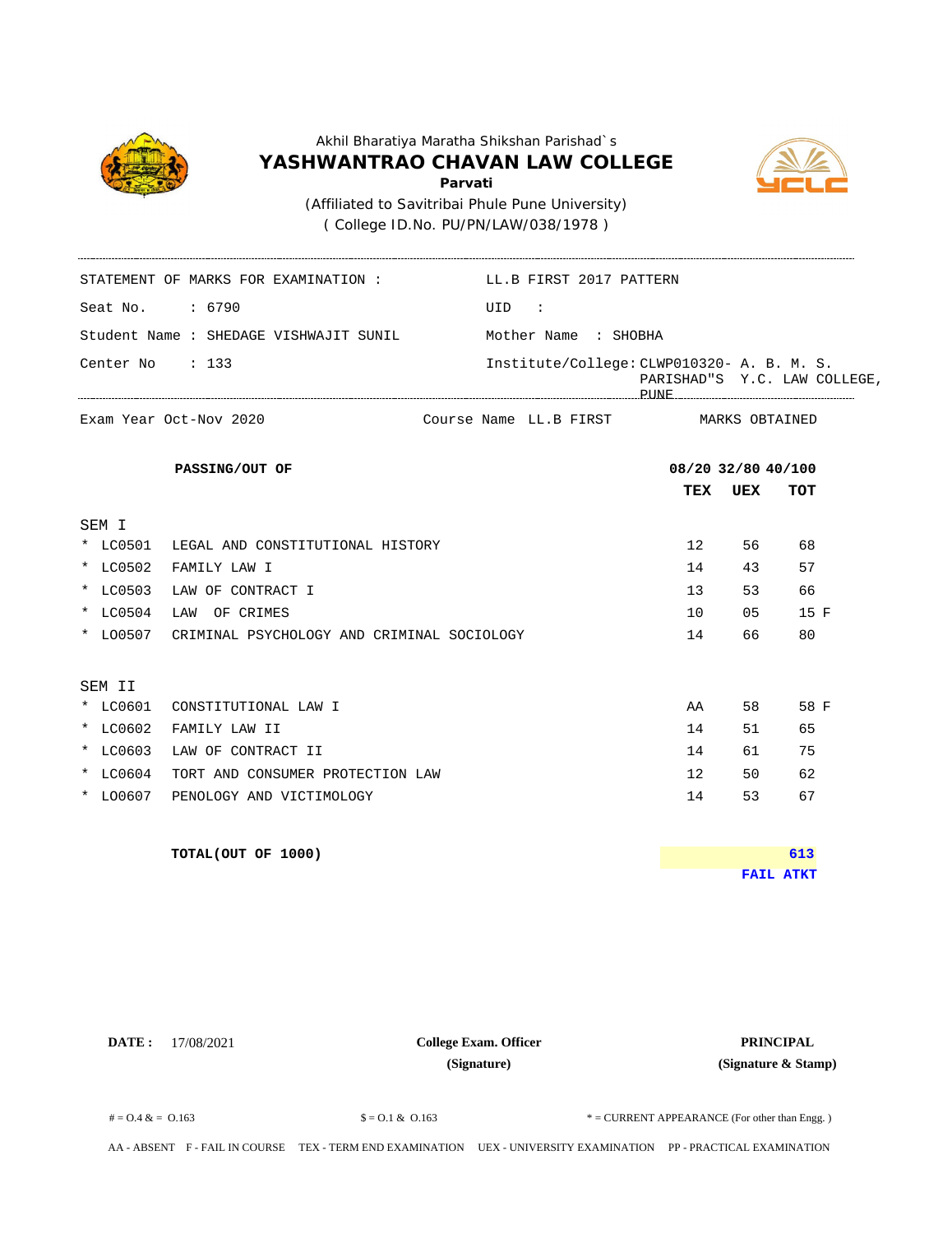Akhil Bharatiya Maratha Shikshan Parishad`s

# YASHWANTRAO CHAVAN LAW COLLEGE

**Parvati**

(Affiliated to Savitribai Phule Pune University)

( College ID.No. PU/PN/LAW/038/1978 )

STATEMENT OF MARKS FOR EXAMINATION : LL.B FIRST 2017 PATTERN

Seat No. : 6790 UID :

Student Name : SHEDAGE VISHWAJIT SUNIL Mother Name : SHOBHA

Center No : 133 Institute/College: CLWP010320- A. B. M. S. PARISHAD"S Y.C. LAW COLLEGE, PUNE

Exam Year Oct-Nov 2020 Course Name LL.B FIRST MARKS OBTAINED

| | **PASSING/OUT OF** | **08/20** | **32/80** | **40/100** |
|---|---|---|---|---|
| | | **TEX** | **UEX** | **TOT** |
| SEM I | | | | |
| * LC0501 | LEGAL AND CONSTITUTIONAL HISTORY | 12 | 56 | 68 |
| * LC0502 | FAMILY LAW I | 14 | 43 | 57 |
| * LC0503 | LAW OF CONTRACT I | 13 | 53 | 66 |
| * LC0504 | LAW OF CRIMES | 10 | 05 | 15 F |
| * LO0507 | CRIMINAL PSYCHOLOGY AND CRIMINAL SOCIOLOGY | 14 | 66 | 80 |
| SEM II | | | | |
| * LC0601 | CONSTITUTIONAL LAW I | AA | 58 | 58 F |
| * LC0602 | FAMILY LAW II | 14 | 51 | 65 |
| * LC0603 | LAW OF CONTRACT II | 14 | 61 | 75 |
| * LC0604 | TORT AND CONSUMER PROTECTION LAW | 12 | 50 | 62 |
| * LO0607 | PENOLOGY AND VICTIMOLOGY | 14 | 53 | 67 |

**TOTAL(OUT OF 1000)** **613**

**FAIL ATKT**

**DATE :** 17/08/2021

**College Exam. Officer**
**(Signature)**

**PRINCIPAL**
**(Signature & Stamp)**

# = O.4 & = O.163 $ = O.1 & O.163 * = CURRENT APPEARANCE (For other than Engg. )

AA - ABSENT F - FAIL IN COURSE TEX - TERM END EXAMINATION UEX - UNIVERSITY EXAMINATION PP - PRACTICAL EXAMINATION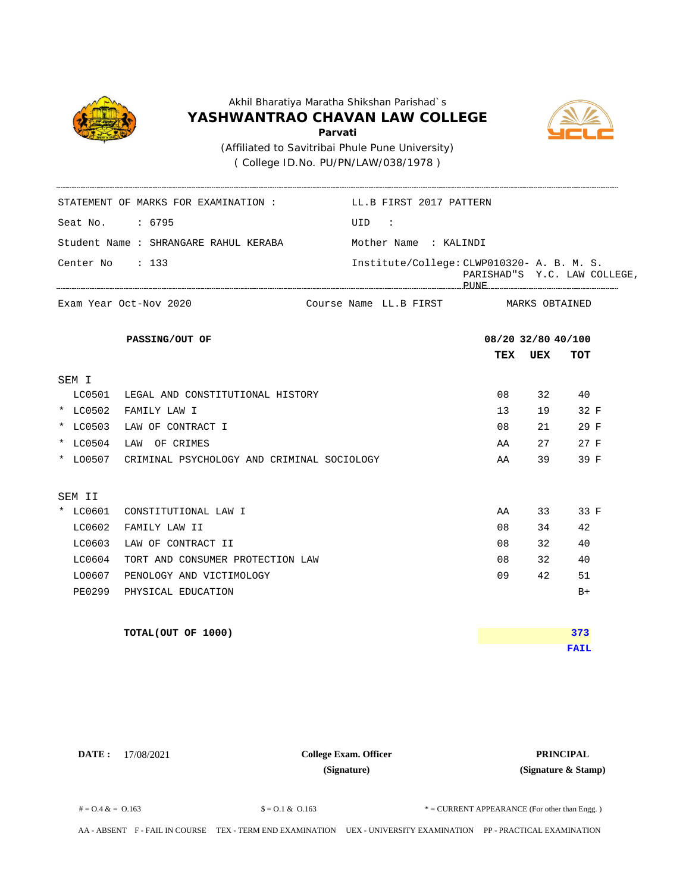Akhil Bharatiya Maratha Shikshan Parishad`s

# YASHWANTRAO CHAVAN LAW COLLEGE

**Parvati**

(Affiliated to Savitribai Phule Pune University)

( College ID.No. PU/PN/LAW/038/1978 )

STATEMENT OF MARKS FOR EXAMINATION : LL.B FIRST 2017 PATTERN

Seat No. : 6795 UID :

Student Name : SHRANGARE RAHUL KERABA Mother Name : KALINDI

Center No : 133 Institute/College: CLWP010320- A. B. M. S. PARISHAD"S Y.C. LAW COLLEGE, PUNE

Exam Year Oct-Nov 2020 Course Name LL.B FIRST MARKS OBTAINED

| | | PASSING/OUT OF | 08/20 | 32/80 | 40/100 |
|---|---|---|---|---|---|
| | | | **TEX** | **UEX** | **TOT** |
| SEM I | | | | | |
| | LC0501 | LEGAL AND CONSTITUTIONAL HISTORY | 08 | 32 | 40 |
| * | LC0502 | FAMILY LAW I | 13 | 19 | 32 F |
| * | LC0503 | LAW OF CONTRACT I | 08 | 21 | 29 F |
| * | LC0504 | LAW OF CRIMES | AA | 27 | 27 F |
| * | LO0507 | CRIMINAL PSYCHOLOGY AND CRIMINAL SOCIOLOGY | AA | 39 | 39 F |
| SEM II | | | | | |
| * | LC0601 | CONSTITUTIONAL LAW I | AA | 33 | 33 F |
| | LC0602 | FAMILY LAW II | 08 | 34 | 42 |
| | LC0603 | LAW OF CONTRACT II | 08 | 32 | 40 |
| | LC0604 | TORT AND CONSUMER PROTECTION LAW | 08 | 32 | 40 |
| | LO0607 | PENOLOGY AND VICTIMOLOGY | 09 | 42 | 51 |
| | PE0299 | PHYSICAL EDUCATION | | | B+ |

**TOTAL(OUT OF 1000)** **373**

**FAIL**

**DATE :** 17/08/2021

**College Exam. Officer**
**(Signature)**

**PRINCIPAL**
**(Signature & Stamp)**

# = O.4 & = O.163 $ = O.1 & O.163 * = CURRENT APPEARANCE (For other than Engg. )

AA - ABSENT F - FAIL IN COURSE TEX - TERM END EXAMINATION UEX - UNIVERSITY EXAMINATION PP - PRACTICAL EXAMINATION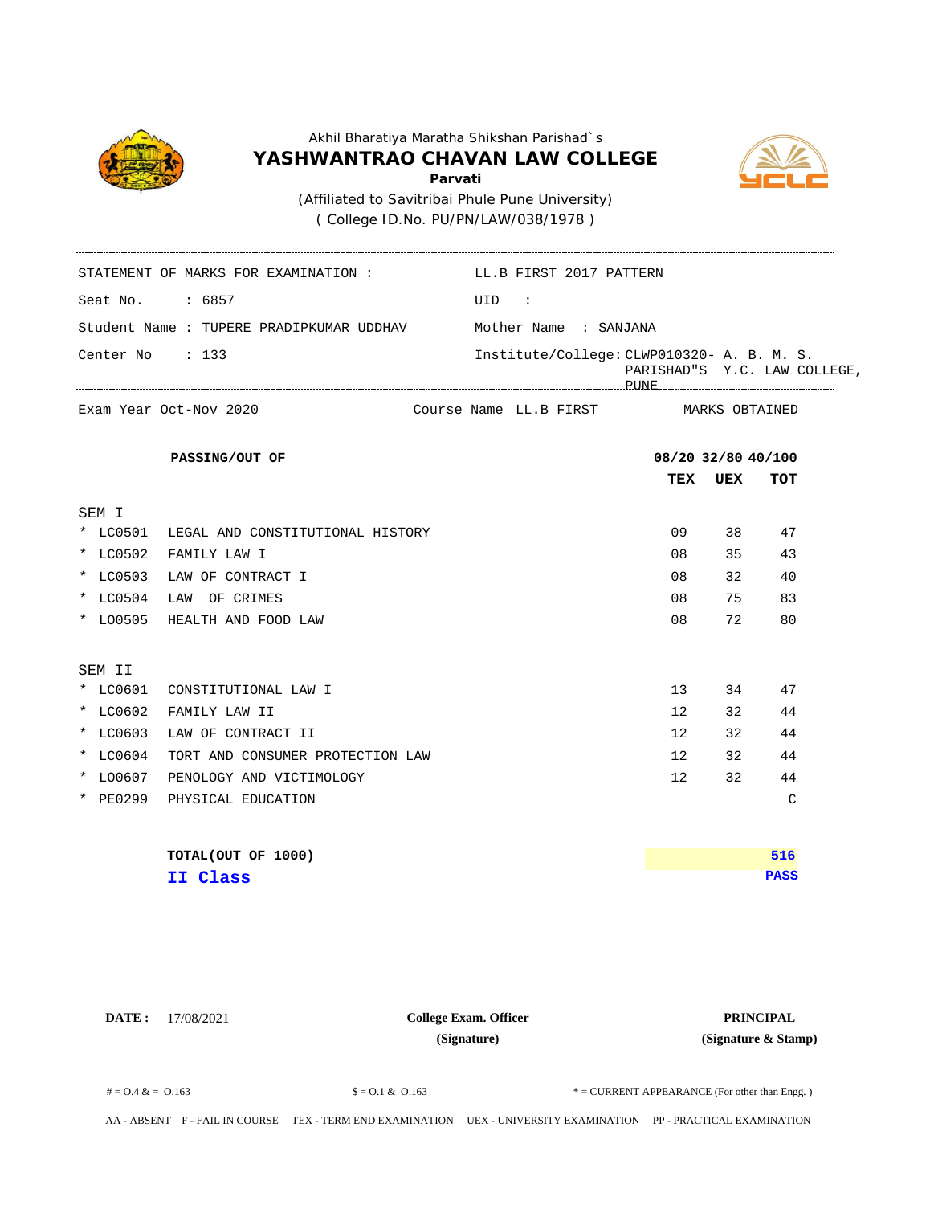Akhil Bharatiya Maratha Shikshan Parishad`s

# YASHWANTRAO CHAVAN LAW COLLEGE

**Parvati**

(Affiliated to Savitribai Phule Pune University)

( College ID.No. PU/PN/LAW/038/1978 )

| | |
|---|---|
| STATEMENT OF MARKS FOR EXAMINATION : | LL.B FIRST 2017 PATTERN |
| Seat No. : 6857 | UID : |
| Student Name : TUPERE PRADIPKUMAR UDDHAV | Mother Name : SANJANA |
| Center No : 133 | Institute/College: CLWP010320- A. B. M. S. PARISHAD"S Y.C. LAW COLLEGE, PUNE |

Exam Year Oct-Nov 2020 | Course Name LL.B FIRST | MARKS OBTAINED

| | **PASSING/OUT OF** | **08/20** | **32/80** | **40/100** |
|---|---|---|---|---|
| | | **TEX** | **UEX** | **TOT** |
| SEM I | | | | |
| * LC0501 | LEGAL AND CONSTITUTIONAL HISTORY | 09 | 38 | 47 |
| * LC0502 | FAMILY LAW I | 08 | 35 | 43 |
| * LC0503 | LAW OF CONTRACT I | 08 | 32 | 40 |
| * LC0504 | LAW OF CRIMES | 08 | 75 | 83 |
| * LO0505 | HEALTH AND FOOD LAW | 08 | 72 | 80 |
| SEM II | | | | |
| * LC0601 | CONSTITUTIONAL LAW I | 13 | 34 | 47 |
| * LC0602 | FAMILY LAW II | 12 | 32 | 44 |
| * LC0603 | LAW OF CONTRACT II | 12 | 32 | 44 |
| * LC0604 | TORT AND CONSUMER PROTECTION LAW | 12 | 32 | 44 |
| * LO0607 | PENOLOGY AND VICTIMOLOGY | 12 | 32 | 44 |
| * PE0299 | PHYSICAL EDUCATION | | | C |

**TOTAL(OUT OF 1000)** — **516**

**II Class** — **PASS**

**DATE :** 17/08/2021

**College Exam. Officer**
**(Signature)**

**PRINCIPAL**
**(Signature & Stamp)**

# = O.4 & = O.163 $ = O.1 & O.163 * = CURRENT APPEARANCE (For other than Engg. )

AA - ABSENT F - FAIL IN COURSE TEX - TERM END EXAMINATION UEX - UNIVERSITY EXAMINATION PP - PRACTICAL EXAMINATION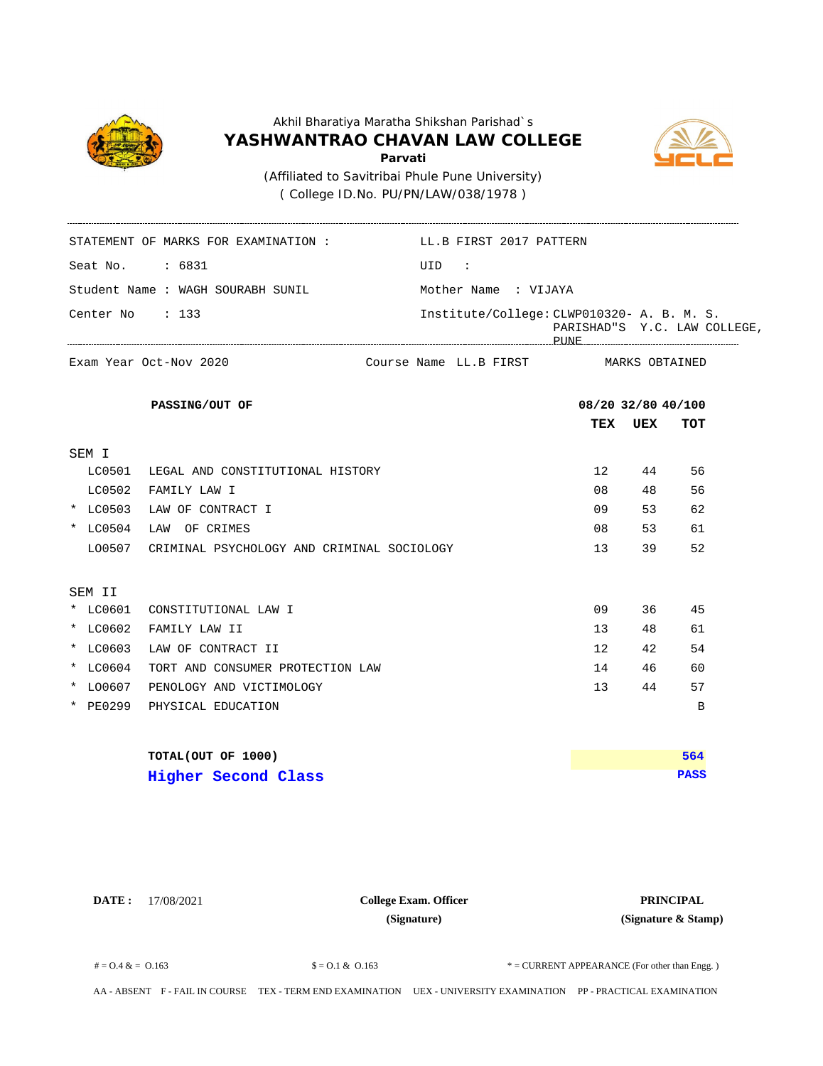Akhil Bharatiya Maratha Shikshan Parishad`s

# YASHWANTRAO CHAVAN LAW COLLEGE

**Parvati**

(Affiliated to Savitribai Phule Pune University)

( College ID.No. PU/PN/LAW/038/1978 )

STATEMENT OF MARKS FOR EXAMINATION : LL.B FIRST 2017 PATTERN

Seat No. : 6831 UID :

Student Name : WAGH SOURABH SUNIL Mother Name : VIJAYA

Center No : 133 Institute/College: CLWP010320- A. B. M. S. PARISHAD"S Y.C. LAW COLLEGE, PUNE

Exam Year Oct-Nov 2020 Course Name LL.B FIRST MARKS OBTAINED

| | | **PASSING/OUT OF** | **08/20** | **32/80** | **40/100** |
|---|---|---|---|---|---|
| | | | **TEX** | **UEX** | **TOT** |
| SEM I | | | | | |
| | LC0501 | LEGAL AND CONSTITUTIONAL HISTORY | 12 | 44 | 56 |
| | LC0502 | FAMILY LAW I | 08 | 48 | 56 |
| * | LC0503 | LAW OF CONTRACT I | 09 | 53 | 62 |
| * | LC0504 | LAW OF CRIMES | 08 | 53 | 61 |
| | LO0507 | CRIMINAL PSYCHOLOGY AND CRIMINAL SOCIOLOGY | 13 | 39 | 52 |
| SEM II | | | | | |
| * | LC0601 | CONSTITUTIONAL LAW I | 09 | 36 | 45 |
| * | LC0602 | FAMILY LAW II | 13 | 48 | 61 |
| * | LC0603 | LAW OF CONTRACT II | 12 | 42 | 54 |
| * | LC0604 | TORT AND CONSUMER PROTECTION LAW | 14 | 46 | 60 |
| * | LO0607 | PENOLOGY AND VICTIMOLOGY | 13 | 44 | 57 |
| * | PE0299 | PHYSICAL EDUCATION | | | B |

**TOTAL(OUT OF 1000)** **564**

**Higher Second Class** **PASS**

**DATE :** 17/08/2021

**College Exam. Officer** (Signature)

**PRINCIPAL** (Signature & Stamp)

# = O.4 & = O.163 $ = O.1 & O.163 * = CURRENT APPEARANCE (For other than Engg. )

AA - ABSENT F - FAIL IN COURSE TEX - TERM END EXAMINATION UEX - UNIVERSITY EXAMINATION PP - PRACTICAL EXAMINATION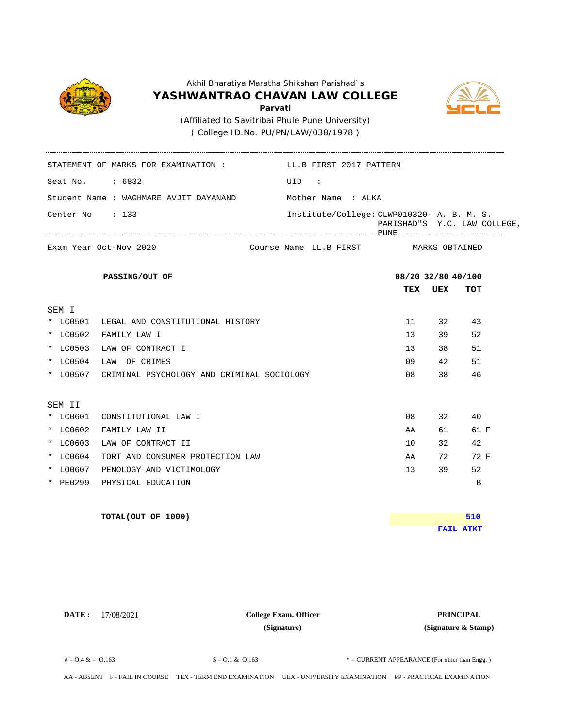Akhil Bharatiya Maratha Shikshan Parishad`s

# YASHWANTRAO CHAVAN LAW COLLEGE

**Parvati**

(Affiliated to Savitribai Phule Pune University)

( College ID.No. PU/PN/LAW/038/1978 )

STATEMENT OF MARKS FOR EXAMINATION : LL.B FIRST 2017 PATTERN

Seat No. : 6832 UID :

Student Name : WAGHMARE AVJIT DAYANAND Mother Name : ALKA

Center No : 133 Institute/College: CLWP010320- A. B. M. S. PARISHAD"S Y.C. LAW COLLEGE, PUNE

Exam Year Oct-Nov 2020 Course Name LL.B FIRST MARKS OBTAINED

| | | | TEX | UEX | TOT |
|---|---|---|---|---|---|
| **PASSING/OUT OF** | | | 08/20 | 32/80 | 40/100 |
| SEM I | | | | | |
| * | LC0501 | LEGAL AND CONSTITUTIONAL HISTORY | 11 | 32 | 43 |
| * | LC0502 | FAMILY LAW I | 13 | 39 | 52 |
| * | LC0503 | LAW OF CONTRACT I | 13 | 38 | 51 |
| * | LC0504 | LAW OF CRIMES | 09 | 42 | 51 |
| * | LO0507 | CRIMINAL PSYCHOLOGY AND CRIMINAL SOCIOLOGY | 08 | 38 | 46 |
| SEM II | | | | | |
| * | LC0601 | CONSTITUTIONAL LAW I | 08 | 32 | 40 |
| * | LC0602 | FAMILY LAW II | AA | 61 | 61 F |
| * | LC0603 | LAW OF CONTRACT II | 10 | 32 | 42 |
| * | LC0604 | TORT AND CONSUMER PROTECTION LAW | AA | 72 | 72 F |
| * | LO0607 | PENOLOGY AND VICTIMOLOGY | 13 | 39 | 52 |
| * | PE0299 | PHYSICAL EDUCATION | | | B |

**TOTAL(OUT OF 1000)** **510**

**FAIL ATKT**

**DATE :** 17/08/2021 **College Exam. Officer** **(Signature)** **PRINCIPAL** **(Signature & Stamp)**

# = O.4 & = O.163 $ = O.1 & O.163 * = CURRENT APPEARANCE (For other than Engg. )

AA - ABSENT F - FAIL IN COURSE TEX - TERM END EXAMINATION UEX - UNIVERSITY EXAMINATION PP - PRACTICAL EXAMINATION